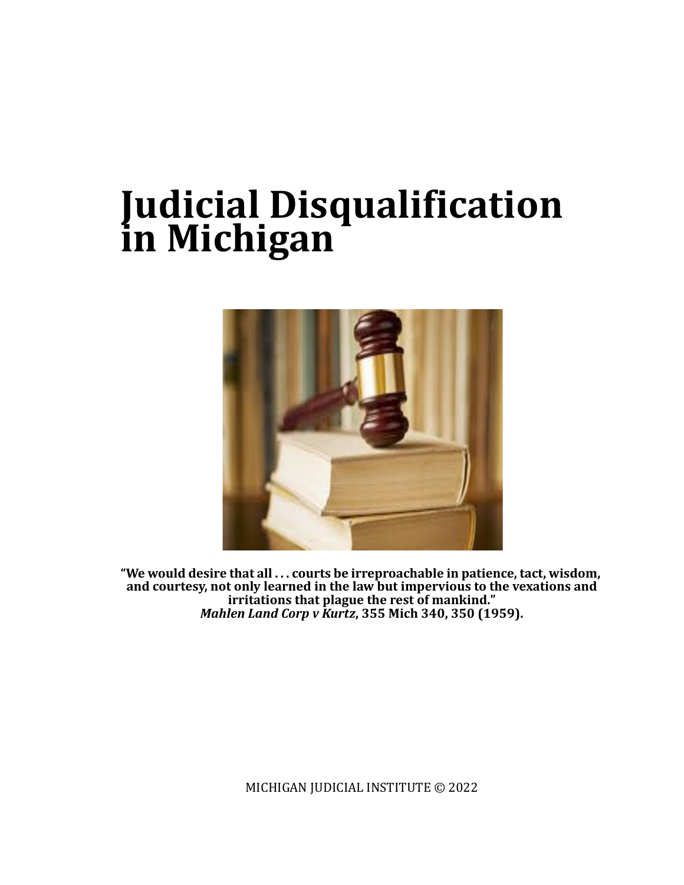# Judicial Disqualification in Michigan

**"We would desire that all . . . courts be irreproachable in patience, tact, wisdom, and courtesy, not only learned in the law but impervious to the vexations and irritations that plague the rest of mankind."**
***Mahlen Land Corp v Kurtz*, 355 Mich 340, 350 (1959).**

MICHIGAN JUDICIAL INSTITUTE © 2022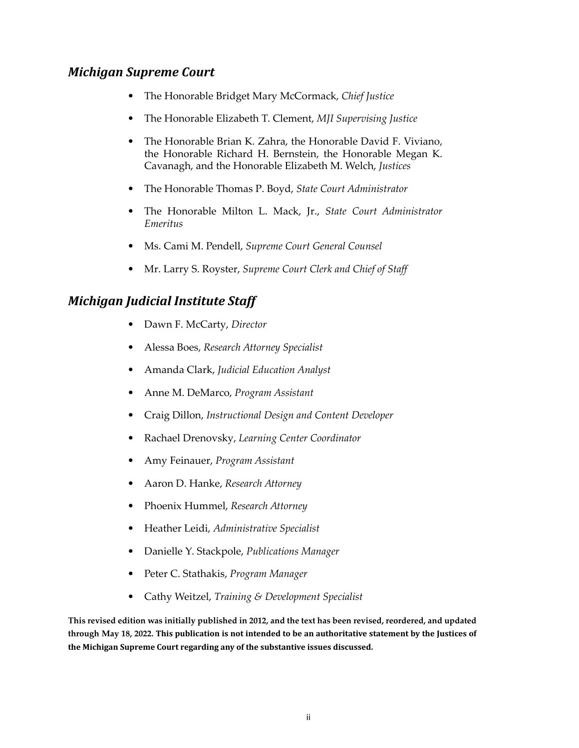## *Michigan Supreme Court*

- The Honorable Bridget Mary McCormack, *Chief Justice*
- The Honorable Elizabeth T. Clement, *MJI Supervising Justice*
- The Honorable Brian K. Zahra, the Honorable David F. Viviano, the Honorable Richard H. Bernstein, the Honorable Megan K. Cavanagh, and the Honorable Elizabeth M. Welch, *Justices*
- The Honorable Thomas P. Boyd, *State Court Administrator*
- The Honorable Milton L. Mack, Jr., *State Court Administrator Emeritus*
- Ms. Cami M. Pendell, *Supreme Court General Counsel*
- Mr. Larry S. Royster, *Supreme Court Clerk and Chief of Staff*

## *Michigan Judicial Institute Staff*

- Dawn F. McCarty, *Director*
- Alessa Boes, *Research Attorney Specialist*
- Amanda Clark, *Judicial Education Analyst*
- Anne M. DeMarco, *Program Assistant*
- Craig Dillon, *Instructional Design and Content Developer*
- Rachael Drenovsky, *Learning Center Coordinator*
- Amy Feinauer, *Program Assistant*
- Aaron D. Hanke, *Research Attorney*
- Phoenix Hummel, *Research Attorney*
- Heather Leidi, *Administrative Specialist*
- Danielle Y. Stackpole, *Publications Manager*
- Peter C. Stathakis, *Program Manager*
- Cathy Weitzel, *Training & Development Specialist*

**This revised edition was initially published in 2012, and the text has been revised, reordered, and updated through May 18, 2022. This publication is not intended to be an authoritative statement by the Justices of the Michigan Supreme Court regarding any of the substantive issues discussed.**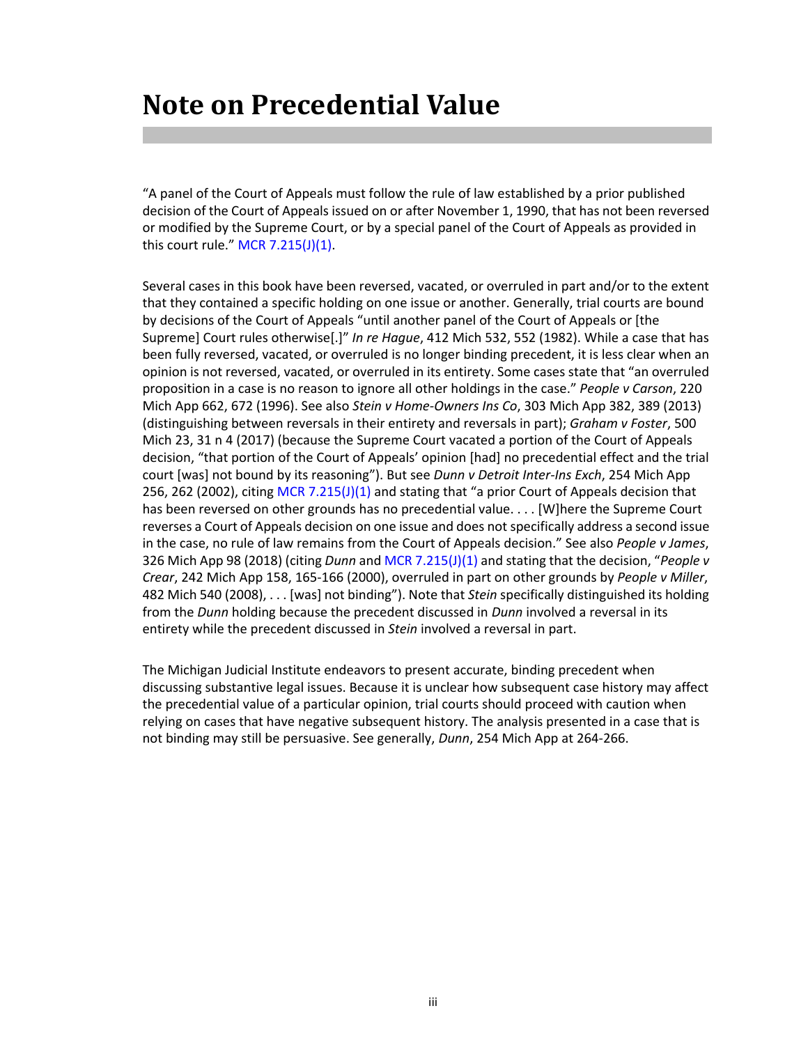# Note on Precedential Value

"A panel of the Court of Appeals must follow the rule of law established by a prior published decision of the Court of Appeals issued on or after November 1, 1990, that has not been reversed or modified by the Supreme Court, or by a special panel of the Court of Appeals as provided in this court rule." MCR 7.215(J)(1).

Several cases in this book have been reversed, vacated, or overruled in part and/or to the extent that they contained a specific holding on one issue or another. Generally, trial courts are bound by decisions of the Court of Appeals "until another panel of the Court of Appeals or [the Supreme] Court rules otherwise[.]" *In re Hague*, 412 Mich 532, 552 (1982). While a case that has been fully reversed, vacated, or overruled is no longer binding precedent, it is less clear when an opinion is not reversed, vacated, or overruled in its entirety. Some cases state that "an overruled proposition in a case is no reason to ignore all other holdings in the case." *People v Carson*, 220 Mich App 662, 672 (1996). See also *Stein v Home-Owners Ins Co*, 303 Mich App 382, 389 (2013) (distinguishing between reversals in their entirety and reversals in part); *Graham v Foster*, 500 Mich 23, 31 n 4 (2017) (because the Supreme Court vacated a portion of the Court of Appeals decision, "that portion of the Court of Appeals' opinion [had] no precedential effect and the trial court [was] not bound by its reasoning"). But see *Dunn v Detroit Inter-Ins Exch*, 254 Mich App 256, 262 (2002), citing MCR 7.215(J)(1) and stating that "a prior Court of Appeals decision that has been reversed on other grounds has no precedential value. . . . [W]here the Supreme Court reverses a Court of Appeals decision on one issue and does not specifically address a second issue in the case, no rule of law remains from the Court of Appeals decision." See also *People v James*, 326 Mich App 98 (2018) (citing *Dunn* and MCR 7.215(J)(1) and stating that the decision, "*People v Crear*, 242 Mich App 158, 165-166 (2000), overruled in part on other grounds by *People v Miller*, 482 Mich 540 (2008), . . . [was] not binding"). Note that *Stein* specifically distinguished its holding from the *Dunn* holding because the precedent discussed in *Dunn* involved a reversal in its entirety while the precedent discussed in *Stein* involved a reversal in part.

The Michigan Judicial Institute endeavors to present accurate, binding precedent when discussing substantive legal issues. Because it is unclear how subsequent case history may affect the precedential value of a particular opinion, trial courts should proceed with caution when relying on cases that have negative subsequent history. The analysis presented in a case that is not binding may still be persuasive. See generally, *Dunn*, 254 Mich App at 264-266.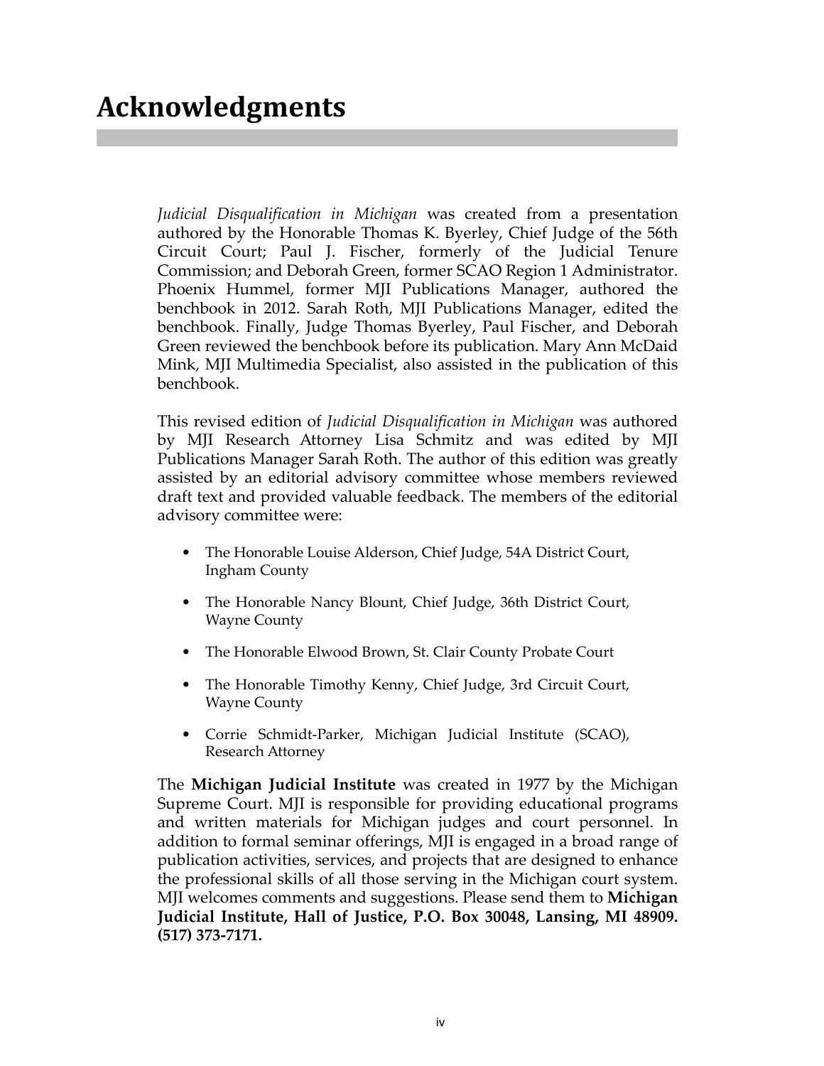# Acknowledgments

*Judicial Disqualification in Michigan* was created from a presentation authored by the Honorable Thomas K. Byerley, Chief Judge of the 56th Circuit Court; Paul J. Fischer, formerly of the Judicial Tenure Commission; and Deborah Green, former SCAO Region 1 Administrator. Phoenix Hummel, former MJI Publications Manager, authored the benchbook in 2012. Sarah Roth, MJI Publications Manager, edited the benchbook. Finally, Judge Thomas Byerley, Paul Fischer, and Deborah Green reviewed the benchbook before its publication. Mary Ann McDaid Mink, MJI Multimedia Specialist, also assisted in the publication of this benchbook.

This revised edition of *Judicial Disqualification in Michigan* was authored by MJI Research Attorney Lisa Schmitz and was edited by MJI Publications Manager Sarah Roth. The author of this edition was greatly assisted by an editorial advisory committee whose members reviewed draft text and provided valuable feedback. The members of the editorial advisory committee were:

- The Honorable Louise Alderson, Chief Judge, 54A District Court, Ingham County
- The Honorable Nancy Blount, Chief Judge, 36th District Court, Wayne County
- The Honorable Elwood Brown, St. Clair County Probate Court
- The Honorable Timothy Kenny, Chief Judge, 3rd Circuit Court, Wayne County
- Corrie Schmidt-Parker, Michigan Judicial Institute (SCAO), Research Attorney

The **Michigan Judicial Institute** was created in 1977 by the Michigan Supreme Court. MJI is responsible for providing educational programs and written materials for Michigan judges and court personnel. In addition to formal seminar offerings, MJI is engaged in a broad range of publication activities, services, and projects that are designed to enhance the professional skills of all those serving in the Michigan court system. MJI welcomes comments and suggestions. Please send them to **Michigan Judicial Institute, Hall of Justice, P.O. Box 30048, Lansing, MI 48909. (517) 373-7171.**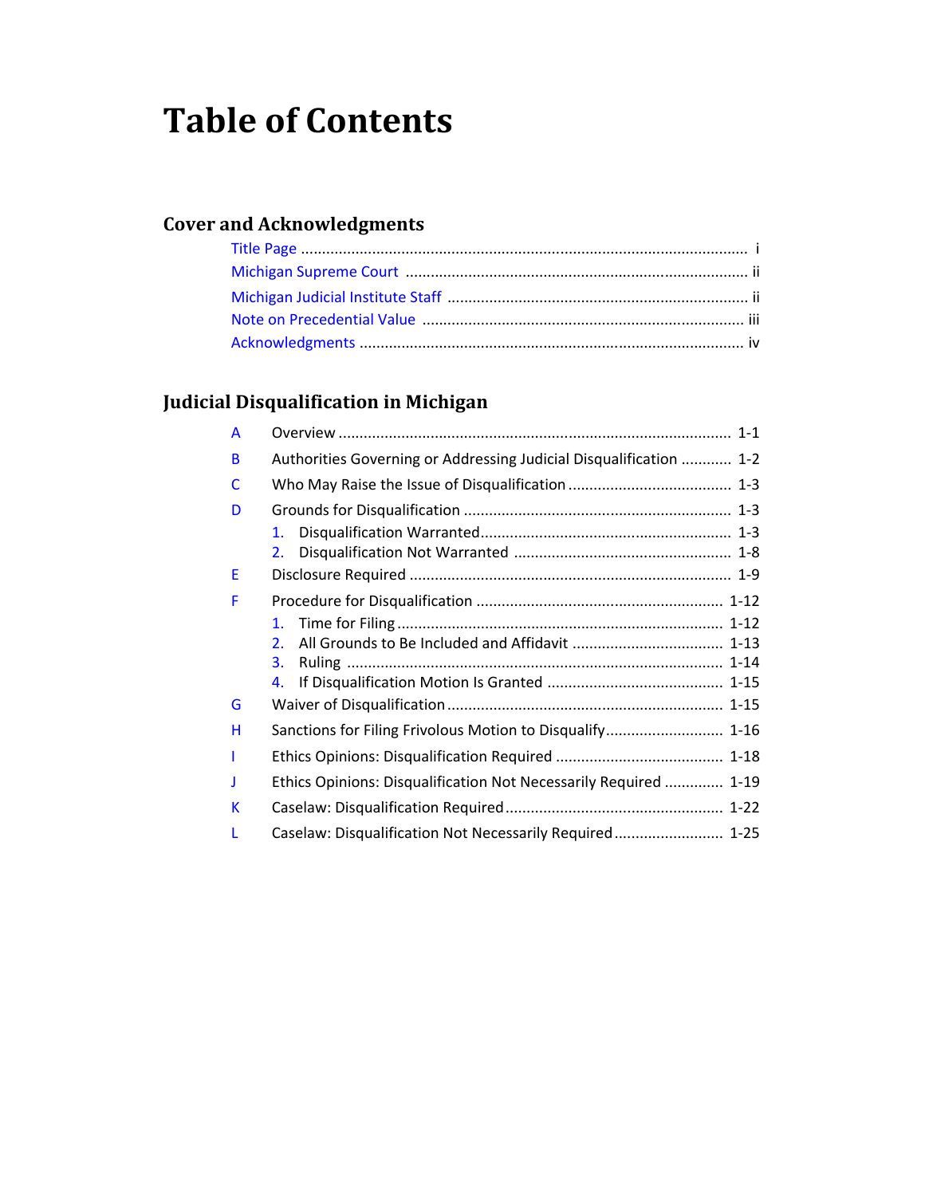# Table of Contents

## Cover and Acknowledgments

- Title Page ........................................................................................................ i
- Michigan Supreme Court ................................................................................ ii
- Michigan Judicial Institute Staff ....................................................................... ii
- Note on Precedential Value ............................................................................. iii
- Acknowledgments ........................................................................................... iv

## Judicial Disqualification in Michigan

- A Overview ............................................................................................ 1-1
- B Authorities Governing or Addressing Judicial Disqualification ............ 1-2
- C Who May Raise the Issue of Disqualification ....................................... 1-3
- D Grounds for Disqualification ................................................................ 1-3
  1. Disqualification Warranted........................................................... 1-3
  2. Disqualification Not Warranted .................................................... 1-8
- E Disclosure Required ............................................................................ 1-9
- F Procedure for Disqualification ........................................................... 1-12
  1. Time for Filing ............................................................................. 1-12
  2. All Grounds to Be Included and Affidavit .................................... 1-13
  3. Ruling ......................................................................................... 1-14
  4. If Disqualification Motion Is Granted .......................................... 1-15
- G Waiver of Disqualification ................................................................. 1-15
- H Sanctions for Filing Frivolous Motion to Disqualify............................ 1-16
- I Ethics Opinions: Disqualification Required ........................................ 1-18
- J Ethics Opinions: Disqualification Not Necessarily Required .............. 1-19
- K Caselaw: Disqualification Required.................................................... 1-22
- L Caselaw: Disqualification Not Necessarily Required.......................... 1-25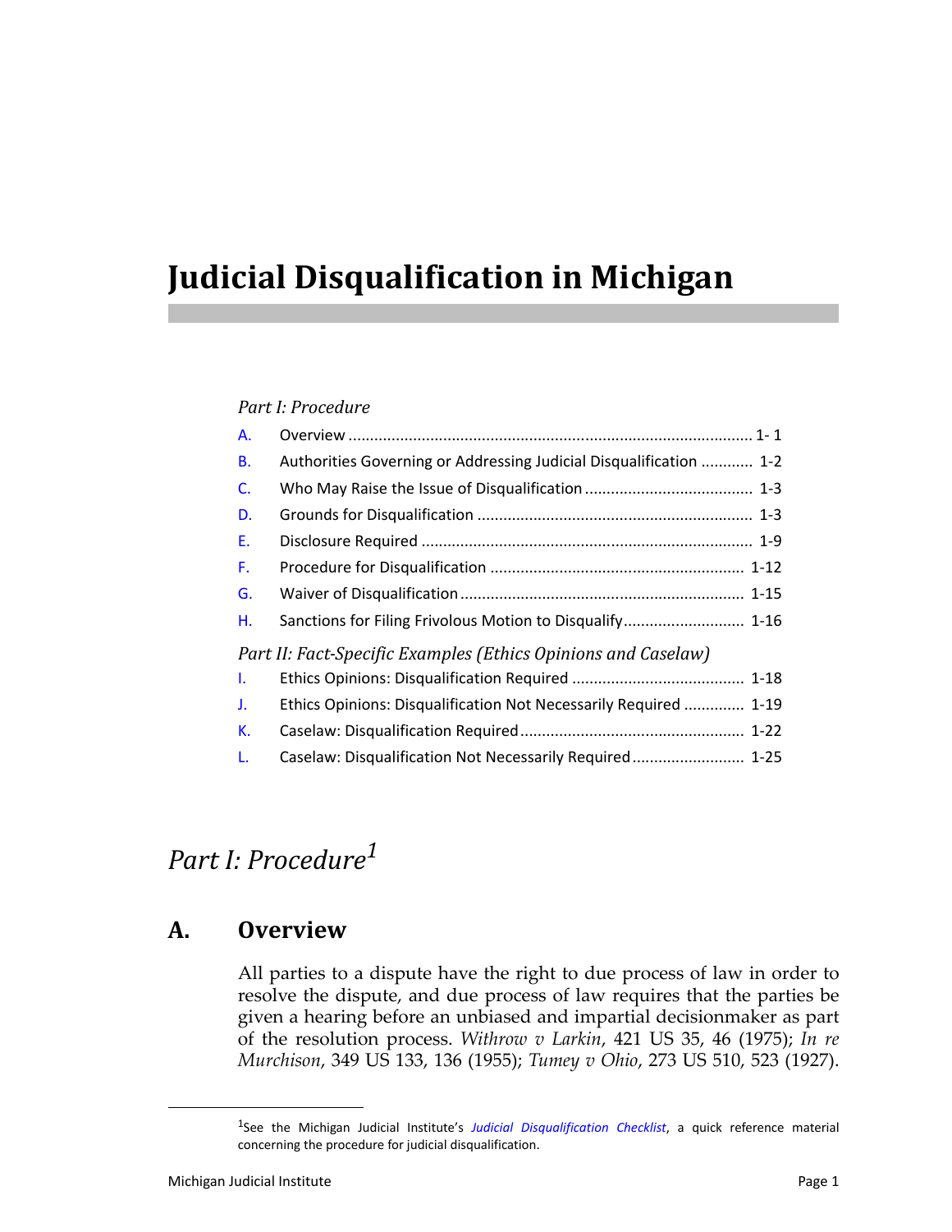# Judicial Disqualification in Michigan

*Part I: Procedure*

| | | |
|---|---|---|
| A. | Overview | 1- 1 |
| B. | Authorities Governing or Addressing Judicial Disqualification | 1-2 |
| C. | Who May Raise the Issue of Disqualification | 1-3 |
| D. | Grounds for Disqualification | 1-3 |
| E. | Disclosure Required | 1-9 |
| F. | Procedure for Disqualification | 1-12 |
| G. | Waiver of Disqualification | 1-15 |
| H. | Sanctions for Filing Frivolous Motion to Disqualify | 1-16 |

*Part II: Fact-Specific Examples (Ethics Opinions and Caselaw)*

| | | |
|---|---|---|
| I. | Ethics Opinions: Disqualification Required | 1-18 |
| J. | Ethics Opinions: Disqualification Not Necessarily Required | 1-19 |
| K. | Caselaw: Disqualification Required | 1-22 |
| L. | Caselaw: Disqualification Not Necessarily Required | 1-25 |

## *Part I: Procedure*[1]

### A. Overview

All parties to a dispute have the right to due process of law in order to resolve the dispute, and due process of law requires that the parties be given a hearing before an unbiased and impartial decisionmaker as part of the resolution process. *Withrow v Larkin*, 421 US 35, 46 (1975); *In re Murchison*, 349 US 133, 136 (1955); *Tumey v Ohio*, 273 US 510, 523 (1927).

[1]See the Michigan Judicial Institute's *Judicial Disqualification Checklist*, a quick reference material concerning the procedure for judicial disqualification.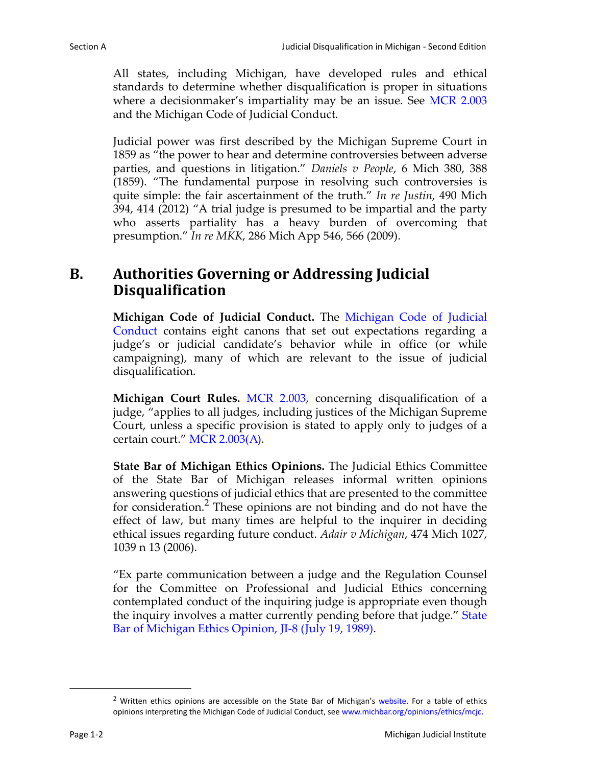All states, including Michigan, have developed rules and ethical standards to determine whether disqualification is proper in situations where a decisionmaker's impartiality may be an issue. See MCR 2.003 and the Michigan Code of Judicial Conduct.

Judicial power was first described by the Michigan Supreme Court in 1859 as "the power to hear and determine controversies between adverse parties, and questions in litigation." *Daniels v People*, 6 Mich 380, 388 (1859). "The fundamental purpose in resolving such controversies is quite simple: the fair ascertainment of the truth." *In re Justin*, 490 Mich 394, 414 (2012) "A trial judge is presumed to be impartial and the party who asserts partiality has a heavy burden of overcoming that presumption." *In re MKK*, 286 Mich App 546, 566 (2009).

## B. Authorities Governing or Addressing Judicial Disqualification

**Michigan Code of Judicial Conduct.** The Michigan Code of Judicial Conduct contains eight canons that set out expectations regarding a judge's or judicial candidate's behavior while in office (or while campaigning), many of which are relevant to the issue of judicial disqualification.

**Michigan Court Rules.** MCR 2.003, concerning disqualification of a judge, "applies to all judges, including justices of the Michigan Supreme Court, unless a specific provision is stated to apply only to judges of a certain court." MCR 2.003(A).

**State Bar of Michigan Ethics Opinions.** The Judicial Ethics Committee of the State Bar of Michigan releases informal written opinions answering questions of judicial ethics that are presented to the committee for consideration.[2] These opinions are not binding and do not have the effect of law, but many times are helpful to the inquirer in deciding ethical issues regarding future conduct. *Adair v Michigan*, 474 Mich 1027, 1039 n 13 (2006).

"Ex parte communication between a judge and the Regulation Counsel for the Committee on Professional and Judicial Ethics concerning contemplated conduct of the inquiring judge is appropriate even though the inquiry involves a matter currently pending before that judge." State Bar of Michigan Ethics Opinion, JI-8 (July 19, 1989).

---

[2] Written ethics opinions are accessible on the State Bar of Michigan's website. For a table of ethics opinions interpreting the Michigan Code of Judicial Conduct, see www.michbar.org/opinions/ethics/mcjc.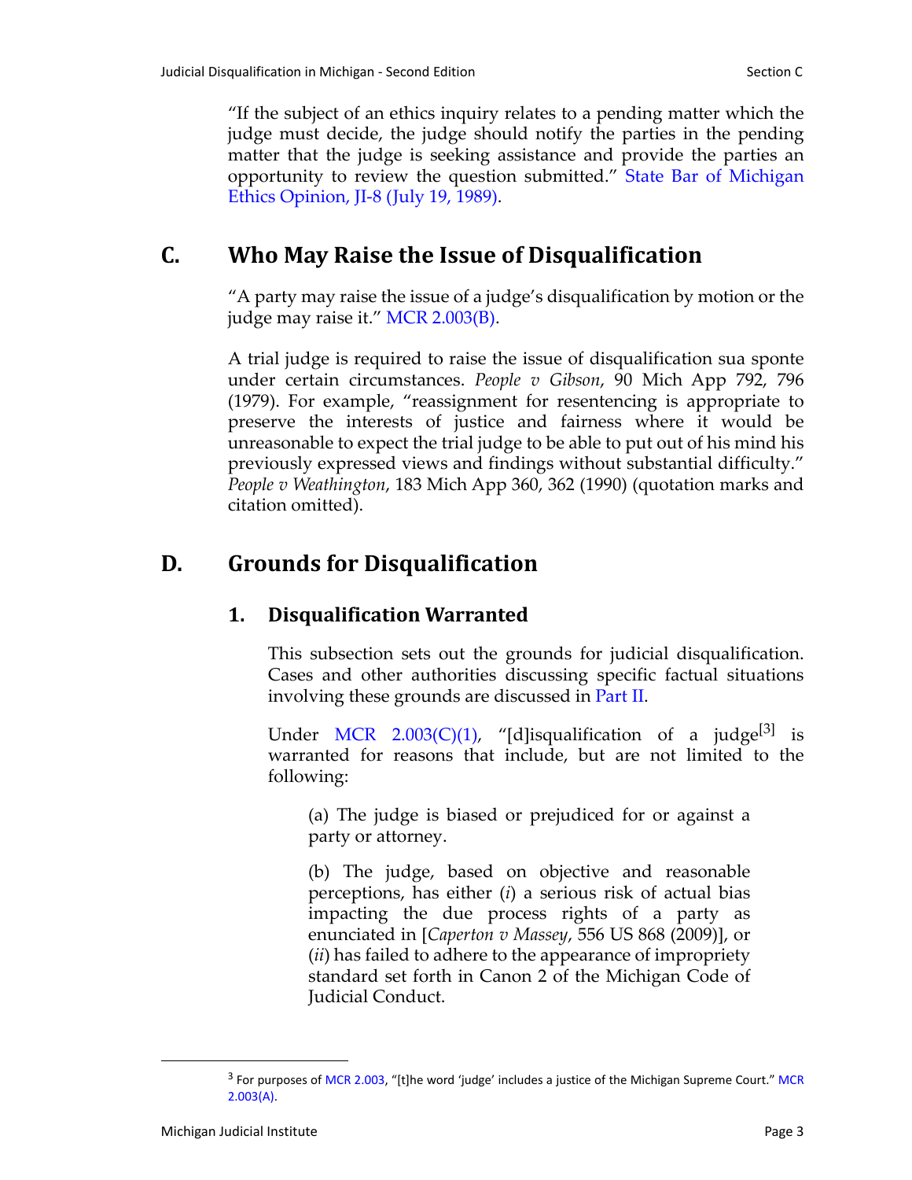"If the subject of an ethics inquiry relates to a pending matter which the judge must decide, the judge should notify the parties in the pending matter that the judge is seeking assistance and provide the parties an opportunity to review the question submitted." State Bar of Michigan Ethics Opinion, JI-8 (July 19, 1989).

## C. Who May Raise the Issue of Disqualification

"A party may raise the issue of a judge's disqualification by motion or the judge may raise it." MCR 2.003(B).

A trial judge is required to raise the issue of disqualification sua sponte under certain circumstances. *People v Gibson*, 90 Mich App 792, 796 (1979). For example, "reassignment for resentencing is appropriate to preserve the interests of justice and fairness where it would be unreasonable to expect the trial judge to be able to put out of his mind his previously expressed views and findings without substantial difficulty." *People v Weathington*, 183 Mich App 360, 362 (1990) (quotation marks and citation omitted).

## D. Grounds for Disqualification

### 1. Disqualification Warranted

This subsection sets out the grounds for judicial disqualification. Cases and other authorities discussing specific factual situations involving these grounds are discussed in Part II.

Under MCR 2.003(C)(1), "[d]isqualification of a judge[3] is warranted for reasons that include, but are not limited to the following:

> (a) The judge is biased or prejudiced for or against a party or attorney.
>
> (b) The judge, based on objective and reasonable perceptions, has either (*i*) a serious risk of actual bias impacting the due process rights of a party as enunciated in [*Caperton v Massey*, 556 US 868 (2009)], or (*ii*) has failed to adhere to the appearance of impropriety standard set forth in Canon 2 of the Michigan Code of Judicial Conduct.

---

[3] For purposes of MCR 2.003, "[t]he word 'judge' includes a justice of the Michigan Supreme Court." MCR 2.003(A).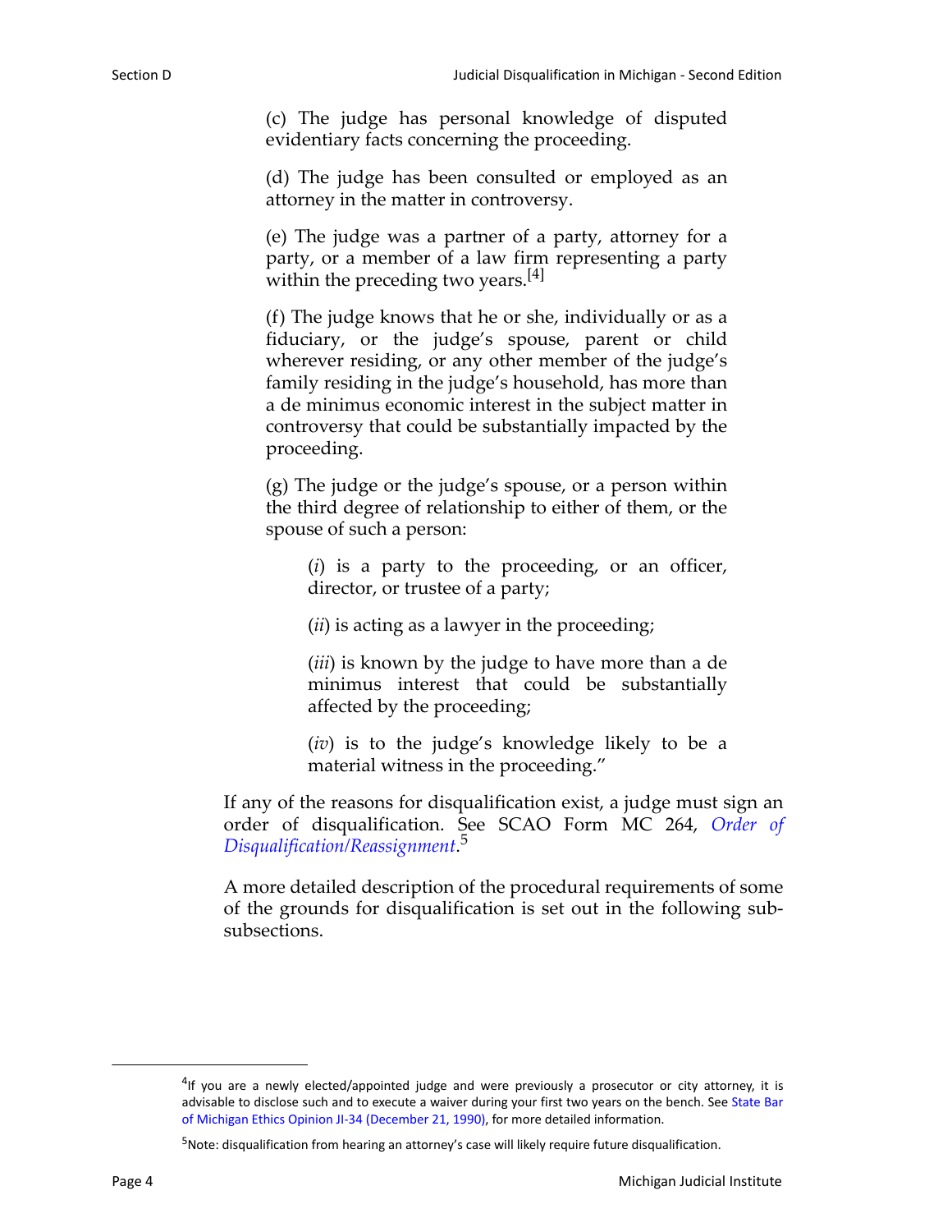(c) The judge has personal knowledge of disputed evidentiary facts concerning the proceeding.

(d) The judge has been consulted or employed as an attorney in the matter in controversy.

(e) The judge was a partner of a party, attorney for a party, or a member of a law firm representing a party within the preceding two years.[4]

(f) The judge knows that he or she, individually or as a fiduciary, or the judge's spouse, parent or child wherever residing, or any other member of the judge's family residing in the judge's household, has more than a de minimus economic interest in the subject matter in controversy that could be substantially impacted by the proceeding.

(g) The judge or the judge's spouse, or a person within the third degree of relationship to either of them, or the spouse of such a person:

(*i*) is a party to the proceeding, or an officer, director, or trustee of a party;

(*ii*) is acting as a lawyer in the proceeding;

(*iii*) is known by the judge to have more than a de minimus interest that could be substantially affected by the proceeding;

(*iv*) is to the judge's knowledge likely to be a material witness in the proceeding."

If any of the reasons for disqualification exist, a judge must sign an order of disqualification. See SCAO Form MC 264, *Order of Disqualification/Reassignment*.[5]

A more detailed description of the procedural requirements of some of the grounds for disqualification is set out in the following sub-subsections.

---

[4] If you are a newly elected/appointed judge and were previously a prosecutor or city attorney, it is advisable to disclose such and to execute a waiver during your first two years on the bench. See State Bar of Michigan Ethics Opinion JI-34 (December 21, 1990), for more detailed information.

[5] Note: disqualification from hearing an attorney's case will likely require future disqualification.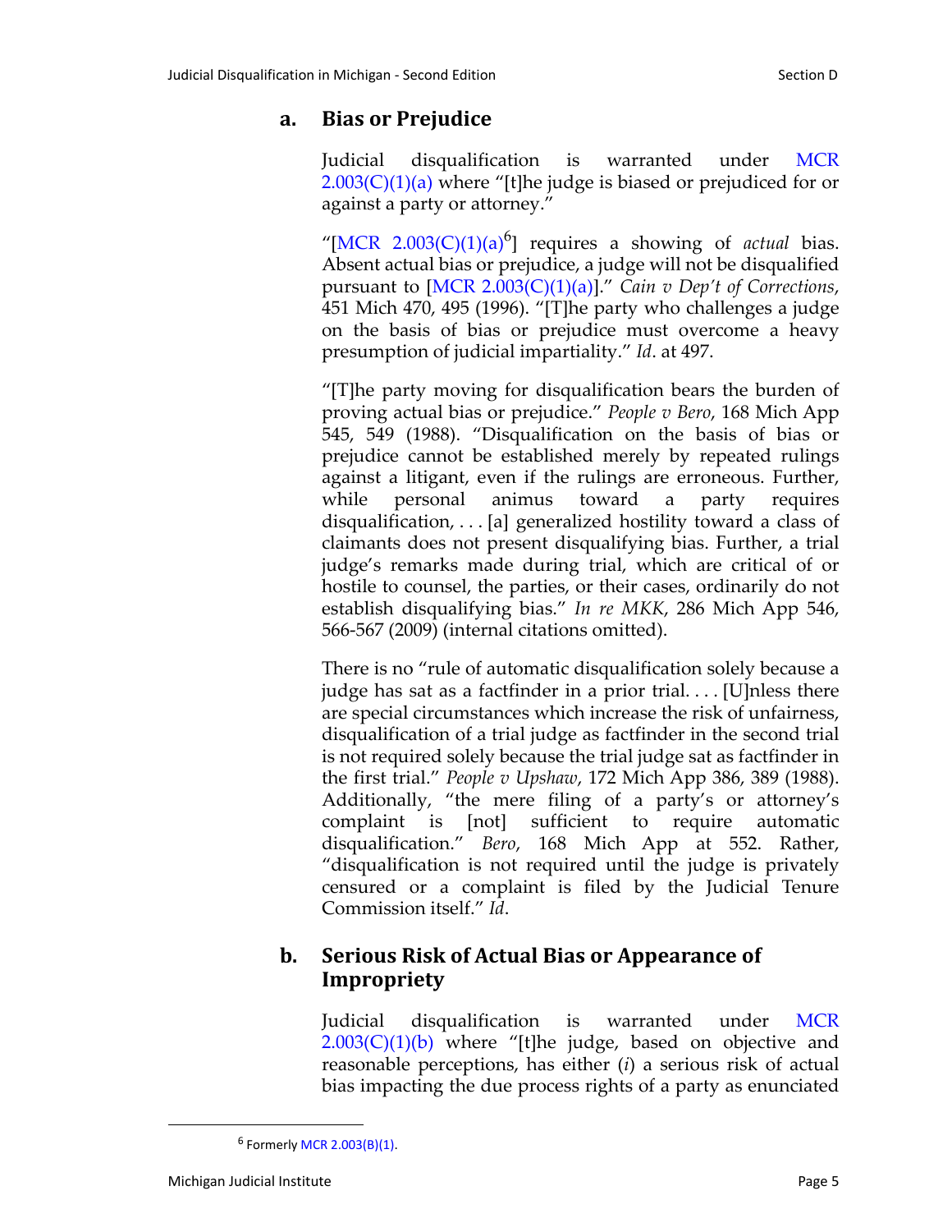### a. Bias or Prejudice

Judicial disqualification is warranted under MCR 2.003(C)(1)(a) where "[t]he judge is biased or prejudiced for or against a party or attorney."

"[MCR 2.003(C)(1)(a)[6]] requires a showing of *actual* bias. Absent actual bias or prejudice, a judge will not be disqualified pursuant to [MCR 2.003(C)(1)(a)]." *Cain v Dep't of Corrections*, 451 Mich 470, 495 (1996). "[T]he party who challenges a judge on the basis of bias or prejudice must overcome a heavy presumption of judicial impartiality." *Id*. at 497.

"[T]he party moving for disqualification bears the burden of proving actual bias or prejudice." *People v Bero*, 168 Mich App 545, 549 (1988). "Disqualification on the basis of bias or prejudice cannot be established merely by repeated rulings against a litigant, even if the rulings are erroneous. Further, while personal animus toward a party requires disqualification, . . . [a] generalized hostility toward a class of claimants does not present disqualifying bias. Further, a trial judge's remarks made during trial, which are critical of or hostile to counsel, the parties, or their cases, ordinarily do not establish disqualifying bias." *In re MKK*, 286 Mich App 546, 566-567 (2009) (internal citations omitted).

There is no "rule of automatic disqualification solely because a judge has sat as a factfinder in a prior trial. . . . [U]nless there are special circumstances which increase the risk of unfairness, disqualification of a trial judge as factfinder in the second trial is not required solely because the trial judge sat as factfinder in the first trial." *People v Upshaw*, 172 Mich App 386, 389 (1988). Additionally, "the mere filing of a party's or attorney's complaint is [not] sufficient to require automatic disqualification." *Bero*, 168 Mich App at 552. Rather, "disqualification is not required until the judge is privately censured or a complaint is filed by the Judicial Tenure Commission itself." *Id*.

### b. Serious Risk of Actual Bias or Appearance of Impropriety

Judicial disqualification is warranted under MCR 2.003(C)(1)(b) where "[t]he judge, based on objective and reasonable perceptions, has either (*i*) a serious risk of actual bias impacting the due process rights of a party as enunciated

---

[6] Formerly MCR 2.003(B)(1).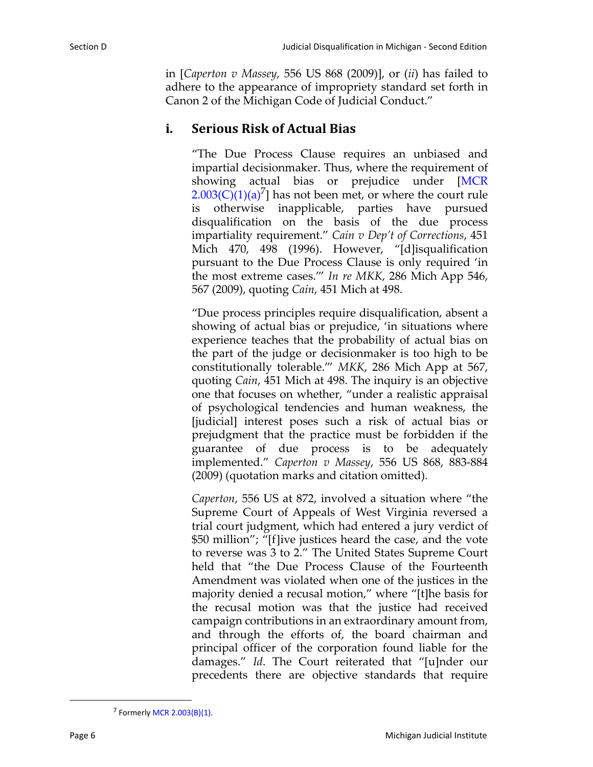in [*Caperton v Massey*, 556 US 868 (2009)], or (*ii*) has failed to adhere to the appearance of impropriety standard set forth in Canon 2 of the Michigan Code of Judicial Conduct."

### i. Serious Risk of Actual Bias

"The Due Process Clause requires an unbiased and impartial decisionmaker. Thus, where the requirement of showing actual bias or prejudice under [MCR 2.003(C)(1)(a)[7]] has not been met, or where the court rule is otherwise inapplicable, parties have pursued disqualification on the basis of the due process impartiality requirement." *Cain v Dep't of Corrections*, 451 Mich 470, 498 (1996). However, "[d]isqualification pursuant to the Due Process Clause is only required 'in the most extreme cases.'" *In re MKK*, 286 Mich App 546, 567 (2009), quoting *Cain*, 451 Mich at 498.

"Due process principles require disqualification, absent a showing of actual bias or prejudice, 'in situations where experience teaches that the probability of actual bias on the part of the judge or decisionmaker is too high to be constitutionally tolerable.'" *MKK*, 286 Mich App at 567, quoting *Cain*, 451 Mich at 498. The inquiry is an objective one that focuses on whether, "under a realistic appraisal of psychological tendencies and human weakness, the [judicial] interest poses such a risk of actual bias or prejudgment that the practice must be forbidden if the guarantee of due process is to be adequately implemented." *Caperton v Massey*, 556 US 868, 883-884 (2009) (quotation marks and citation omitted).

*Caperton*, 556 US at 872, involved a situation where "the Supreme Court of Appeals of West Virginia reversed a trial court judgment, which had entered a jury verdict of $50 million"; "[f]ive justices heard the case, and the vote to reverse was 3 to 2." The United States Supreme Court held that "the Due Process Clause of the Fourteenth Amendment was violated when one of the justices in the majority denied a recusal motion," where "[t]he basis for the recusal motion was that the justice had received campaign contributions in an extraordinary amount from, and through the efforts of, the board chairman and principal officer of the corporation found liable for the damages." *Id*. The Court reiterated that "[u]nder our precedents there are objective standards that require

[7] Formerly MCR 2.003(B)(1).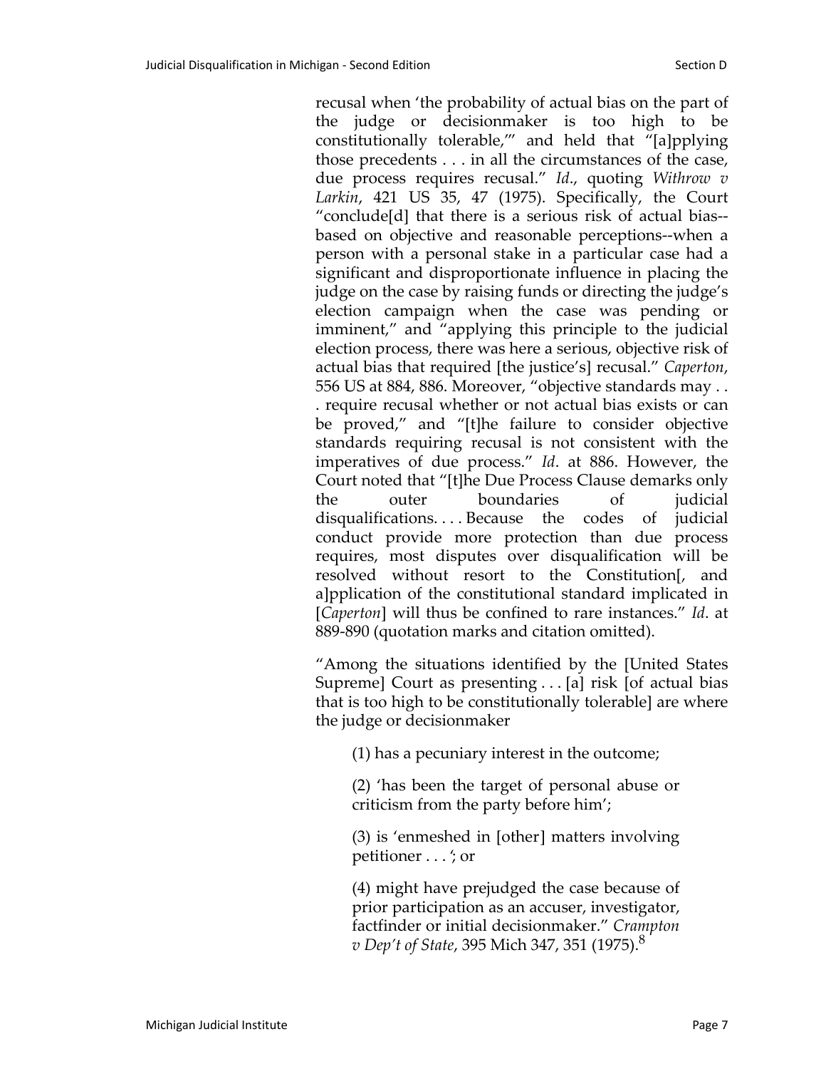recusal when 'the probability of actual bias on the part of the judge or decisionmaker is too high to be constitutionally tolerable,'" and held that "[a]pplying those precedents . . . in all the circumstances of the case, due process requires recusal." *Id*., quoting *Withrow v Larkin*, 421 US 35, 47 (1975). Specifically, the Court "conclude[d] that there is a serious risk of actual bias--based on objective and reasonable perceptions--when a person with a personal stake in a particular case had a significant and disproportionate influence in placing the judge on the case by raising funds or directing the judge's election campaign when the case was pending or imminent," and "applying this principle to the judicial election process, there was here a serious, objective risk of actual bias that required [the justice's] recusal." *Caperton*, 556 US at 884, 886. Moreover, "objective standards may . . . require recusal whether or not actual bias exists or can be proved," and "[t]he failure to consider objective standards requiring recusal is not consistent with the imperatives of due process." *Id*. at 886. However, the Court noted that "[t]he Due Process Clause demarks only the outer boundaries of judicial disqualifications. . . . Because the codes of judicial conduct provide more protection than due process requires, most disputes over disqualification will be resolved without resort to the Constitution[, and a]pplication of the constitutional standard implicated in [*Caperton*] will thus be confined to rare instances." *Id*. at 889-890 (quotation marks and citation omitted).

"Among the situations identified by the [United States Supreme] Court as presenting . . . [a] risk [of actual bias that is too high to be constitutionally tolerable] are where the judge or decisionmaker

> (1) has a pecuniary interest in the outcome;
>
> (2) 'has been the target of personal abuse or criticism from the party before him';
>
> (3) is 'enmeshed in [other] matters involving petitioner . . .'; or
>
> (4) might have prejudged the case because of prior participation as an accuser, investigator, factfinder or initial decisionmaker." *Crampton v Dep't of State*, 395 Mich 347, 351 (1975).[8]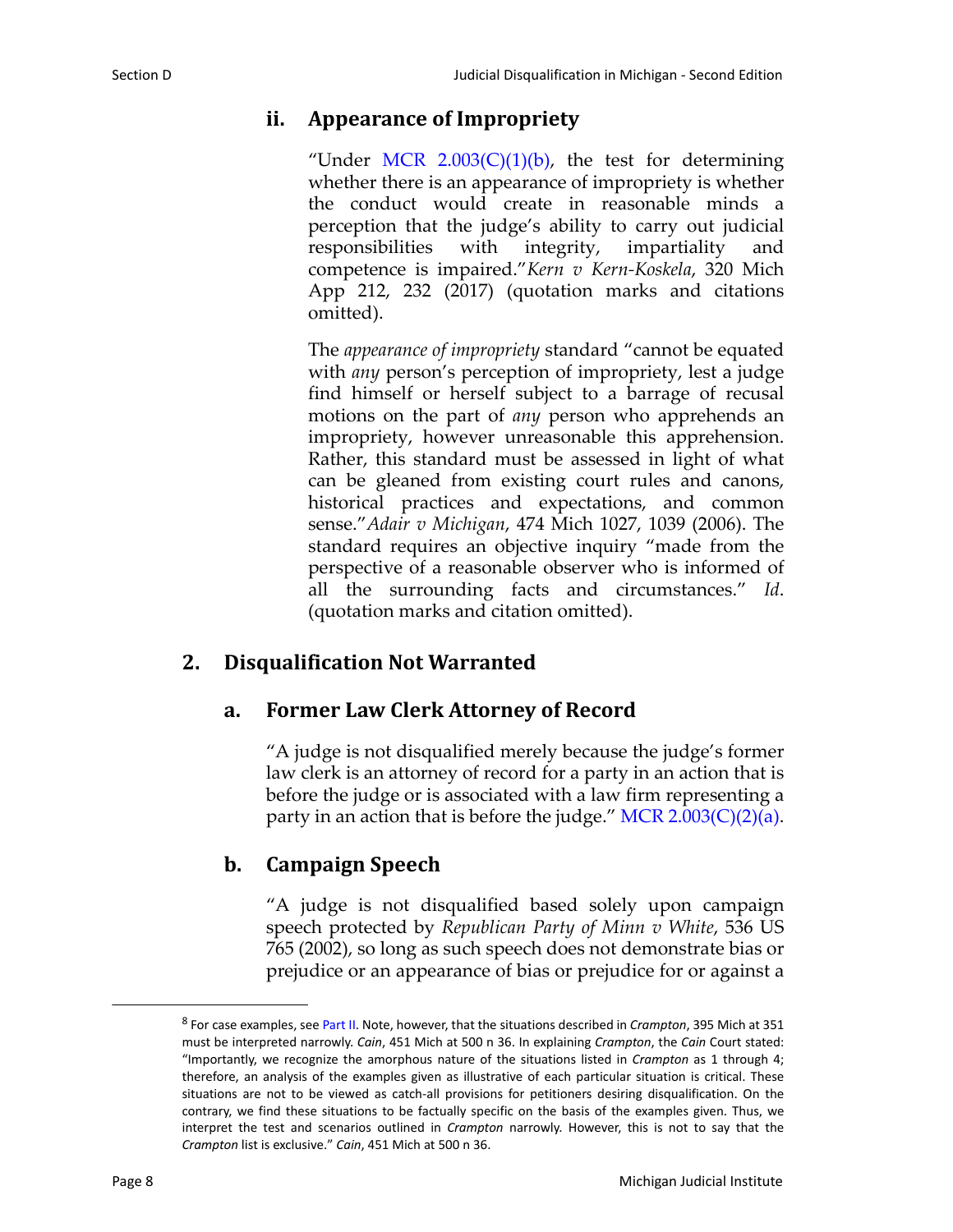### ii. Appearance of Impropriety

"Under MCR 2.003(C)(1)(b), the test for determining whether there is an appearance of impropriety is whether the conduct would create in reasonable minds a perception that the judge's ability to carry out judicial responsibilities with integrity, impartiality and competence is impaired."*Kern v Kern-Koskela*, 320 Mich App 212, 232 (2017) (quotation marks and citations omitted).

The *appearance of impropriety* standard "cannot be equated with *any* person's perception of impropriety, lest a judge find himself or herself subject to a barrage of recusal motions on the part of *any* person who apprehends an impropriety, however unreasonable this apprehension. Rather, this standard must be assessed in light of what can be gleaned from existing court rules and canons, historical practices and expectations, and common sense."*Adair v Michigan*, 474 Mich 1027, 1039 (2006). The standard requires an objective inquiry "made from the perspective of a reasonable observer who is informed of all the surrounding facts and circumstances." *Id*. (quotation marks and citation omitted).

## 2. Disqualification Not Warranted

### a. Former Law Clerk Attorney of Record

"A judge is not disqualified merely because the judge's former law clerk is an attorney of record for a party in an action that is before the judge or is associated with a law firm representing a party in an action that is before the judge." MCR 2.003(C)(2)(a).

### b. Campaign Speech

"A judge is not disqualified based solely upon campaign speech protected by *Republican Party of Minn v White*, 536 US 765 (2002), so long as such speech does not demonstrate bias or prejudice or an appearance of bias or prejudice for or against a

---

[8] For case examples, see Part II. Note, however, that the situations described in *Crampton*, 395 Mich at 351 must be interpreted narrowly. *Cain*, 451 Mich at 500 n 36. In explaining *Crampton*, the *Cain* Court stated: "Importantly, we recognize the amorphous nature of the situations listed in *Crampton* as 1 through 4; therefore, an analysis of the examples given as illustrative of each particular situation is critical. These situations are not to be viewed as catch-all provisions for petitioners desiring disqualification. On the contrary, we find these situations to be factually specific on the basis of the examples given. Thus, we interpret the test and scenarios outlined in *Crampton* narrowly. However, this is not to say that the *Crampton* list is exclusive." *Cain*, 451 Mich at 500 n 36.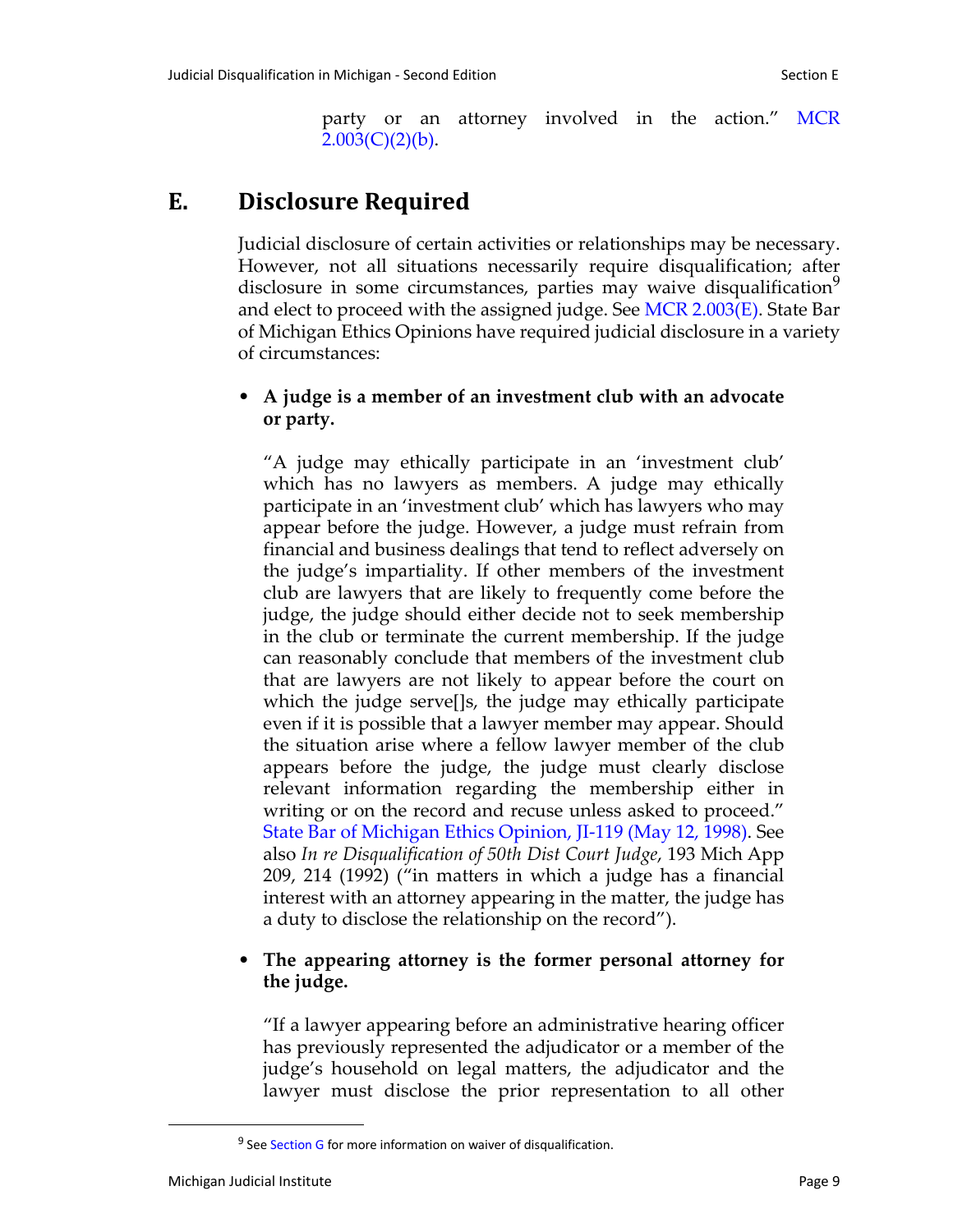party or an attorney involved in the action." MCR 2.003(C)(2)(b).

## E. Disclosure Required

Judicial disclosure of certain activities or relationships may be necessary. However, not all situations necessarily require disqualification; after disclosure in some circumstances, parties may waive disqualification[9] and elect to proceed with the assigned judge. See MCR 2.003(E). State Bar of Michigan Ethics Opinions have required judicial disclosure in a variety of circumstances:

- **A judge is a member of an investment club with an advocate or party.**

  "A judge may ethically participate in an 'investment club' which has no lawyers as members. A judge may ethically participate in an 'investment club' which has lawyers who may appear before the judge. However, a judge must refrain from financial and business dealings that tend to reflect adversely on the judge's impartiality. If other members of the investment club are lawyers that are likely to frequently come before the judge, the judge should either decide not to seek membership in the club or terminate the current membership. If the judge can reasonably conclude that members of the investment club that are lawyers are not likely to appear before the court on which the judge serve[]s, the judge may ethically participate even if it is possible that a lawyer member may appear. Should the situation arise where a fellow lawyer member of the club appears before the judge, the judge must clearly disclose relevant information regarding the membership either in writing or on the record and recuse unless asked to proceed." State Bar of Michigan Ethics Opinion, JI-119 (May 12, 1998). See also *In re Disqualification of 50th Dist Court Judge*, 193 Mich App 209, 214 (1992) ("in matters in which a judge has a financial interest with an attorney appearing in the matter, the judge has a duty to disclose the relationship on the record").

- **The appearing attorney is the former personal attorney for the judge.**

  "If a lawyer appearing before an administrative hearing officer has previously represented the adjudicator or a member of the judge's household on legal matters, the adjudicator and the lawyer must disclose the prior representation to all other

[9] See Section G for more information on waiver of disqualification.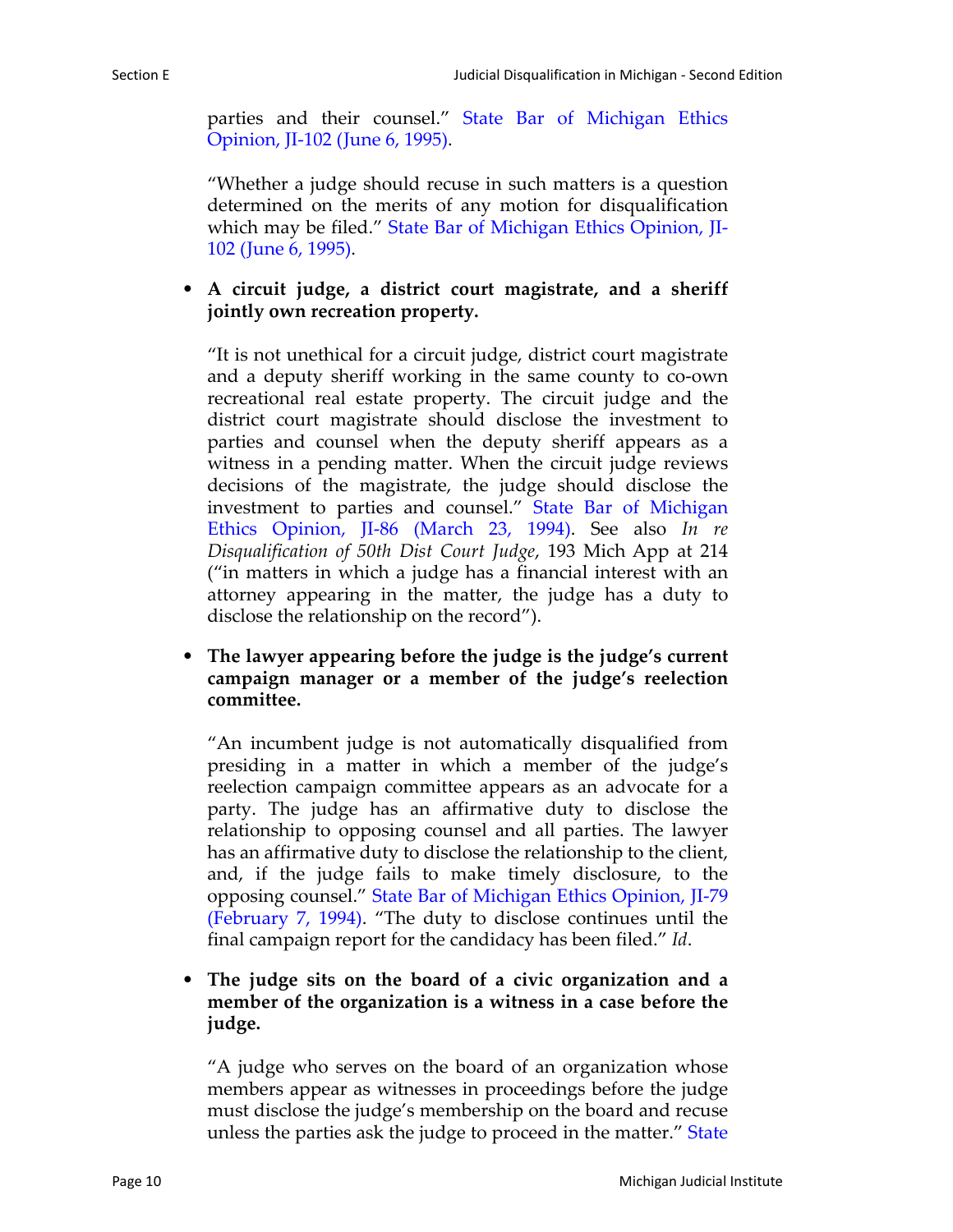parties and their counsel." State Bar of Michigan Ethics Opinion, JI-102 (June 6, 1995).

"Whether a judge should recuse in such matters is a question determined on the merits of any motion for disqualification which may be filed." State Bar of Michigan Ethics Opinion, JI-102 (June 6, 1995).

- **A circuit judge, a district court magistrate, and a sheriff jointly own recreation property.**

  "It is not unethical for a circuit judge, district court magistrate and a deputy sheriff working in the same county to co-own recreational real estate property. The circuit judge and the district court magistrate should disclose the investment to parties and counsel when the deputy sheriff appears as a witness in a pending matter. When the circuit judge reviews decisions of the magistrate, the judge should disclose the investment to parties and counsel." State Bar of Michigan Ethics Opinion, JI-86 (March 23, 1994). See also *In re Disqualification of 50th Dist Court Judge*, 193 Mich App at 214 ("in matters in which a judge has a financial interest with an attorney appearing in the matter, the judge has a duty to disclose the relationship on the record").

- **The lawyer appearing before the judge is the judge's current campaign manager or a member of the judge's reelection committee.**

  "An incumbent judge is not automatically disqualified from presiding in a matter in which a member of the judge's reelection campaign committee appears as an advocate for a party. The judge has an affirmative duty to disclose the relationship to opposing counsel and all parties. The lawyer has an affirmative duty to disclose the relationship to the client, and, if the judge fails to make timely disclosure, to the opposing counsel." State Bar of Michigan Ethics Opinion, JI-79 (February 7, 1994). "The duty to disclose continues until the final campaign report for the candidacy has been filed." *Id.*

- **The judge sits on the board of a civic organization and a member of the organization is a witness in a case before the judge.**

  "A judge who serves on the board of an organization whose members appear as witnesses in proceedings before the judge must disclose the judge's membership on the board and recuse unless the parties ask the judge to proceed in the matter." State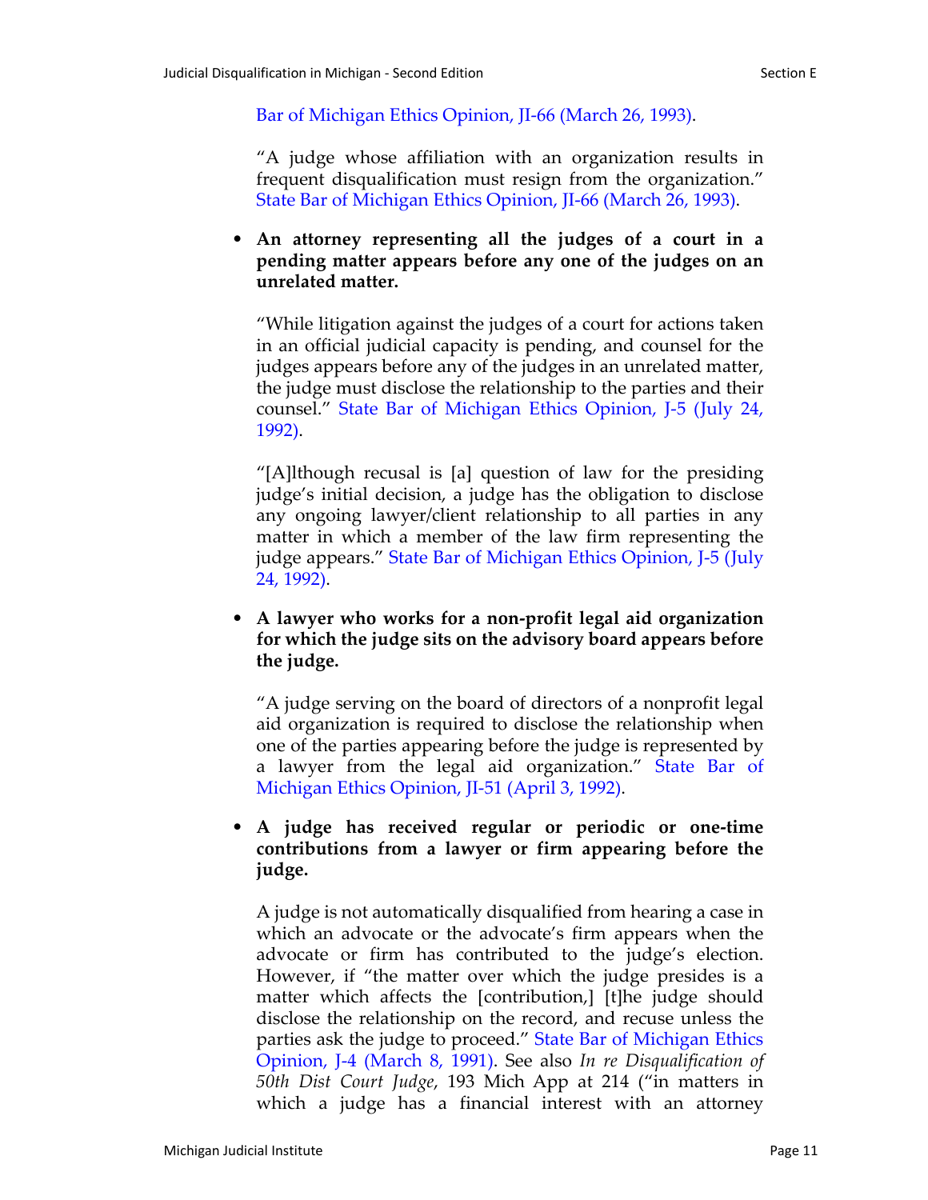Bar of Michigan Ethics Opinion, JI-66 (March 26, 1993).

"A judge whose affiliation with an organization results in frequent disqualification must resign from the organization." State Bar of Michigan Ethics Opinion, JI-66 (March 26, 1993).

- **An attorney representing all the judges of a court in a pending matter appears before any one of the judges on an unrelated matter.**

  "While litigation against the judges of a court for actions taken in an official judicial capacity is pending, and counsel for the judges appears before any of the judges in an unrelated matter, the judge must disclose the relationship to the parties and their counsel." State Bar of Michigan Ethics Opinion, J-5 (July 24, 1992).

  "[A]lthough recusal is [a] question of law for the presiding judge's initial decision, a judge has the obligation to disclose any ongoing lawyer/client relationship to all parties in any matter in which a member of the law firm representing the judge appears." State Bar of Michigan Ethics Opinion, J-5 (July 24, 1992).

- **A lawyer who works for a non-profit legal aid organization for which the judge sits on the advisory board appears before the judge.**

  "A judge serving on the board of directors of a nonprofit legal aid organization is required to disclose the relationship when one of the parties appearing before the judge is represented by a lawyer from the legal aid organization." State Bar of Michigan Ethics Opinion, JI-51 (April 3, 1992).

- **A judge has received regular or periodic or one-time contributions from a lawyer or firm appearing before the judge.**

  A judge is not automatically disqualified from hearing a case in which an advocate or the advocate's firm appears when the advocate or firm has contributed to the judge's election. However, if "the matter over which the judge presides is a matter which affects the [contribution,] [t]he judge should disclose the relationship on the record, and recuse unless the parties ask the judge to proceed." State Bar of Michigan Ethics Opinion, J-4 (March 8, 1991). See also *In re Disqualification of 50th Dist Court Judge*, 193 Mich App at 214 ("in matters in which a judge has a financial interest with an attorney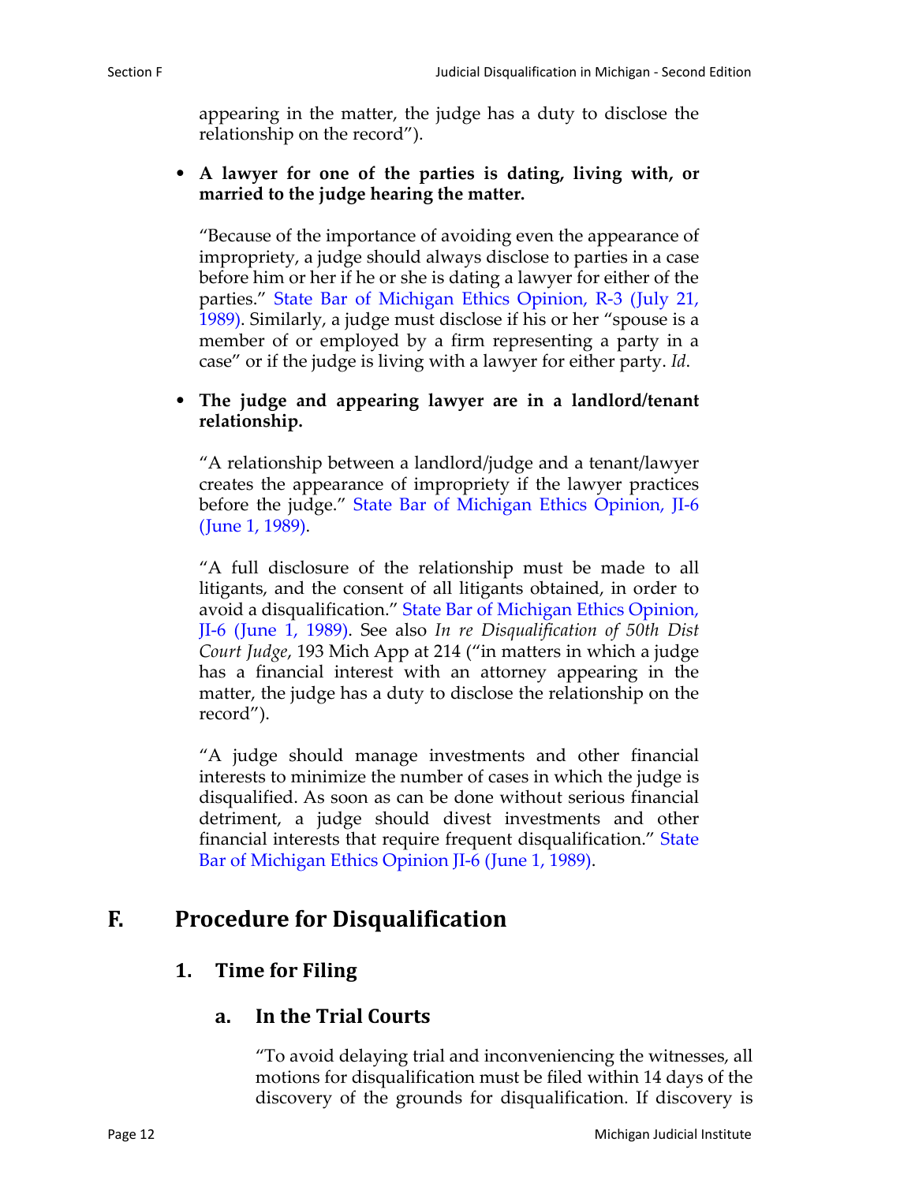appearing in the matter, the judge has a duty to disclose the relationship on the record").

- **A lawyer for one of the parties is dating, living with, or married to the judge hearing the matter.**

  "Because of the importance of avoiding even the appearance of impropriety, a judge should always disclose to parties in a case before him or her if he or she is dating a lawyer for either of the parties." State Bar of Michigan Ethics Opinion, R-3 (July 21, 1989). Similarly, a judge must disclose if his or her "spouse is a member of or employed by a firm representing a party in a case" or if the judge is living with a lawyer for either party. *Id*.

- **The judge and appearing lawyer are in a landlord/tenant relationship.**

  "A relationship between a landlord/judge and a tenant/lawyer creates the appearance of impropriety if the lawyer practices before the judge." State Bar of Michigan Ethics Opinion, JI-6 (June 1, 1989).

  "A full disclosure of the relationship must be made to all litigants, and the consent of all litigants obtained, in order to avoid a disqualification." State Bar of Michigan Ethics Opinion, JI-6 (June 1, 1989). See also *In re Disqualification of 50th Dist Court Judge*, 193 Mich App at 214 ("in matters in which a judge has a financial interest with an attorney appearing in the matter, the judge has a duty to disclose the relationship on the record").

  "A judge should manage investments and other financial interests to minimize the number of cases in which the judge is disqualified. As soon as can be done without serious financial detriment, a judge should divest investments and other financial interests that require frequent disqualification." State Bar of Michigan Ethics Opinion JI-6 (June 1, 1989).

# F. Procedure for Disqualification

## 1. Time for Filing

### a. In the Trial Courts

"To avoid delaying trial and inconveniencing the witnesses, all motions for disqualification must be filed within 14 days of the discovery of the grounds for disqualification. If discovery is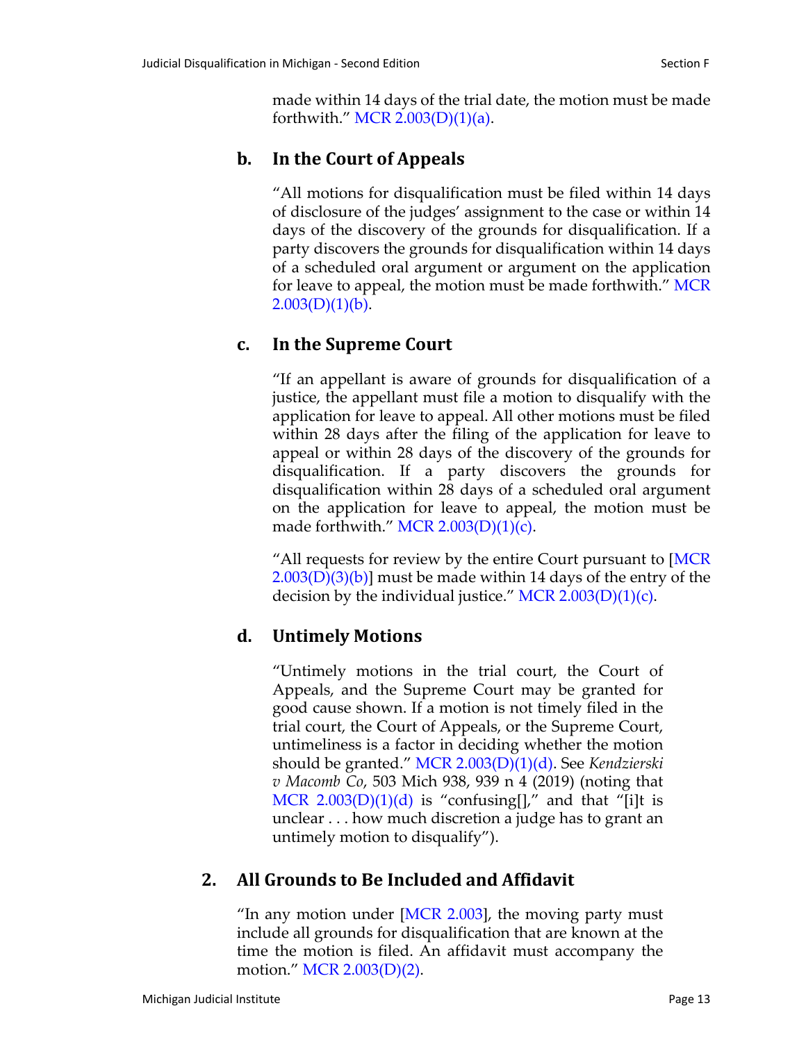made within 14 days of the trial date, the motion must be made forthwith." MCR 2.003(D)(1)(a).

### b. In the Court of Appeals

"All motions for disqualification must be filed within 14 days of disclosure of the judges' assignment to the case or within 14 days of the discovery of the grounds for disqualification. If a party discovers the grounds for disqualification within 14 days of a scheduled oral argument or argument on the application for leave to appeal, the motion must be made forthwith." MCR 2.003(D)(1)(b).

### c. In the Supreme Court

"If an appellant is aware of grounds for disqualification of a justice, the appellant must file a motion to disqualify with the application for leave to appeal. All other motions must be filed within 28 days after the filing of the application for leave to appeal or within 28 days of the discovery of the grounds for disqualification. If a party discovers the grounds for disqualification within 28 days of a scheduled oral argument on the application for leave to appeal, the motion must be made forthwith." MCR 2.003(D)(1)(c).

"All requests for review by the entire Court pursuant to [MCR 2.003(D)(3)(b)] must be made within 14 days of the entry of the decision by the individual justice." MCR 2.003(D)(1)(c).

### d. Untimely Motions

"Untimely motions in the trial court, the Court of Appeals, and the Supreme Court may be granted for good cause shown. If a motion is not timely filed in the trial court, the Court of Appeals, or the Supreme Court, untimeliness is a factor in deciding whether the motion should be granted." MCR 2.003(D)(1)(d). See *Kendzierski v Macomb Co*, 503 Mich 938, 939 n 4 (2019) (noting that MCR 2.003(D)(1)(d) is "confusing[]," and that "[i]t is unclear . . . how much discretion a judge has to grant an untimely motion to disqualify").

## 2. All Grounds to Be Included and Affidavit

"In any motion under [MCR 2.003], the moving party must include all grounds for disqualification that are known at the time the motion is filed. An affidavit must accompany the motion." MCR 2.003(D)(2).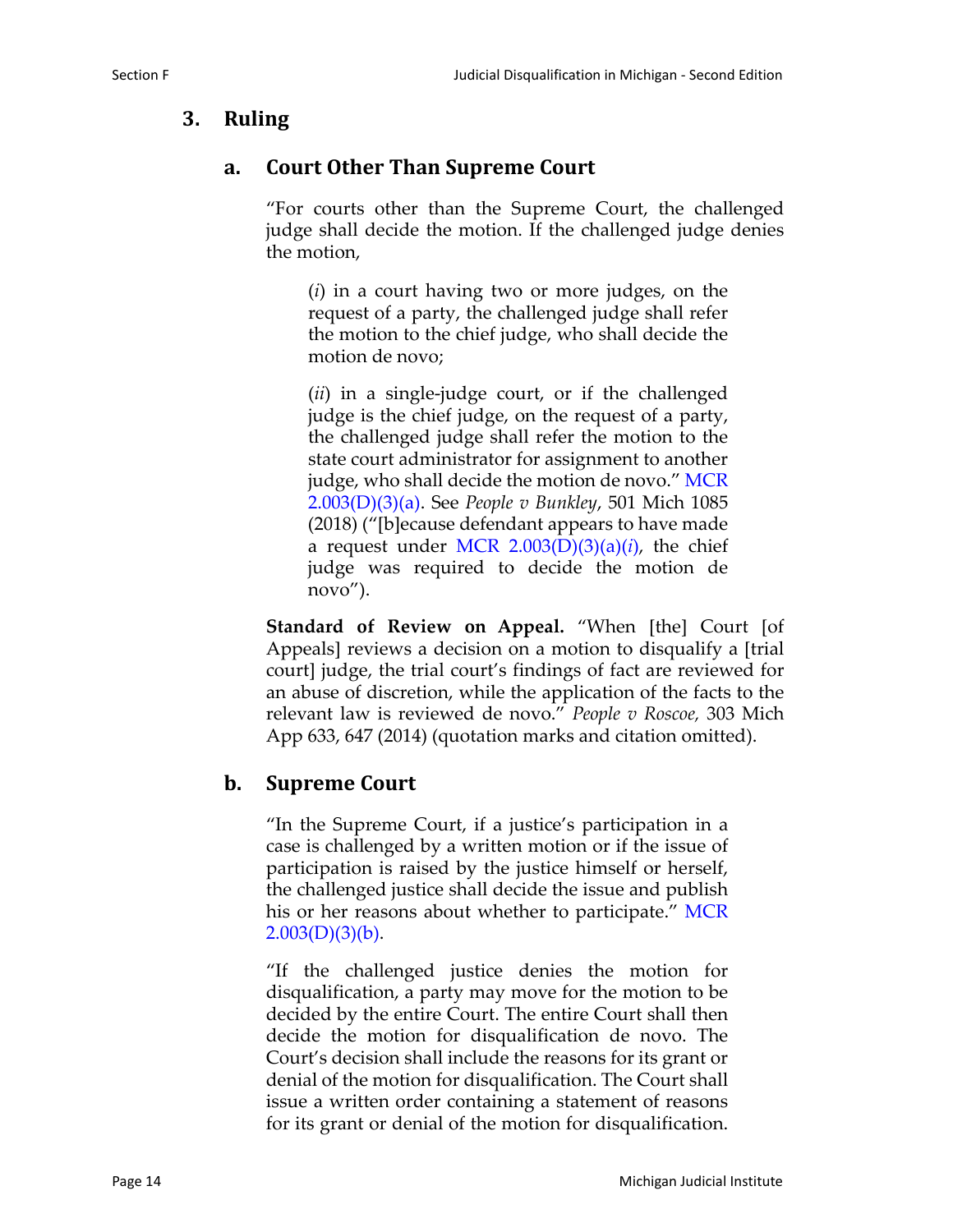## 3. Ruling

### a. Court Other Than Supreme Court

"For courts other than the Supreme Court, the challenged judge shall decide the motion. If the challenged judge denies the motion,

> (*i*) in a court having two or more judges, on the request of a party, the challenged judge shall refer the motion to the chief judge, who shall decide the motion de novo;
>
> (*ii*) in a single-judge court, or if the challenged judge is the chief judge, on the request of a party, the challenged judge shall refer the motion to the state court administrator for assignment to another judge, who shall decide the motion de novo." MCR 2.003(D)(3)(a). See *People v Bunkley*, 501 Mich 1085 (2018) ("[b]ecause defendant appears to have made a request under MCR 2.003(D)(3)(a)(*i*), the chief judge was required to decide the motion de novo").

**Standard of Review on Appeal.** "When [the] Court [of Appeals] reviews a decision on a motion to disqualify a [trial court] judge, the trial court's findings of fact are reviewed for an abuse of discretion, while the application of the facts to the relevant law is reviewed de novo." *People v Roscoe,* 303 Mich App 633, 647 (2014) (quotation marks and citation omitted).

### b. Supreme Court

"In the Supreme Court, if a justice's participation in a case is challenged by a written motion or if the issue of participation is raised by the justice himself or herself, the challenged justice shall decide the issue and publish his or her reasons about whether to participate." MCR 2.003(D)(3)(b).

"If the challenged justice denies the motion for disqualification, a party may move for the motion to be decided by the entire Court. The entire Court shall then decide the motion for disqualification de novo. The Court's decision shall include the reasons for its grant or denial of the motion for disqualification. The Court shall issue a written order containing a statement of reasons for its grant or denial of the motion for disqualification.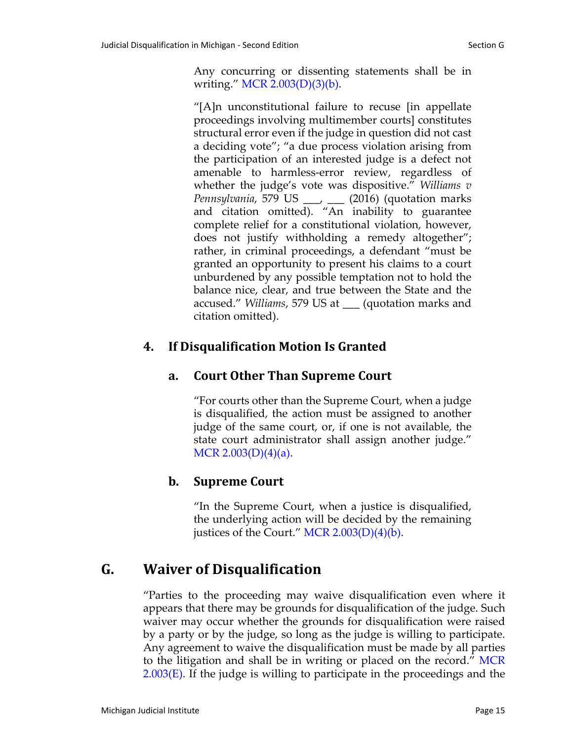Any concurring or dissenting statements shall be in writing." MCR 2.003(D)(3)(b).

"[A]n unconstitutional failure to recuse [in appellate proceedings involving multimember courts] constitutes structural error even if the judge in question did not cast a deciding vote"; "a due process violation arising from the participation of an interested judge is a defect not amenable to harmless-error review, regardless of whether the judge's vote was dispositive." *Williams v Pennsylvania*, 579 US ___, ___ (2016) (quotation marks and citation omitted). "An inability to guarantee complete relief for a constitutional violation, however, does not justify withholding a remedy altogether"; rather, in criminal proceedings, a defendant "must be granted an opportunity to present his claims to a court unburdened by any possible temptation not to hold the balance nice, clear, and true between the State and the accused." *Williams*, 579 US at ___ (quotation marks and citation omitted).

### 4. If Disqualification Motion Is Granted

#### a. Court Other Than Supreme Court

"For courts other than the Supreme Court, when a judge is disqualified, the action must be assigned to another judge of the same court, or, if one is not available, the state court administrator shall assign another judge." MCR 2.003(D)(4)(a).

#### b. Supreme Court

"In the Supreme Court, when a justice is disqualified, the underlying action will be decided by the remaining justices of the Court." MCR 2.003(D)(4)(b).

## G. Waiver of Disqualification

"Parties to the proceeding may waive disqualification even where it appears that there may be grounds for disqualification of the judge. Such waiver may occur whether the grounds for disqualification were raised by a party or by the judge, so long as the judge is willing to participate. Any agreement to waive the disqualification must be made by all parties to the litigation and shall be in writing or placed on the record." MCR 2.003(E). If the judge is willing to participate in the proceedings and the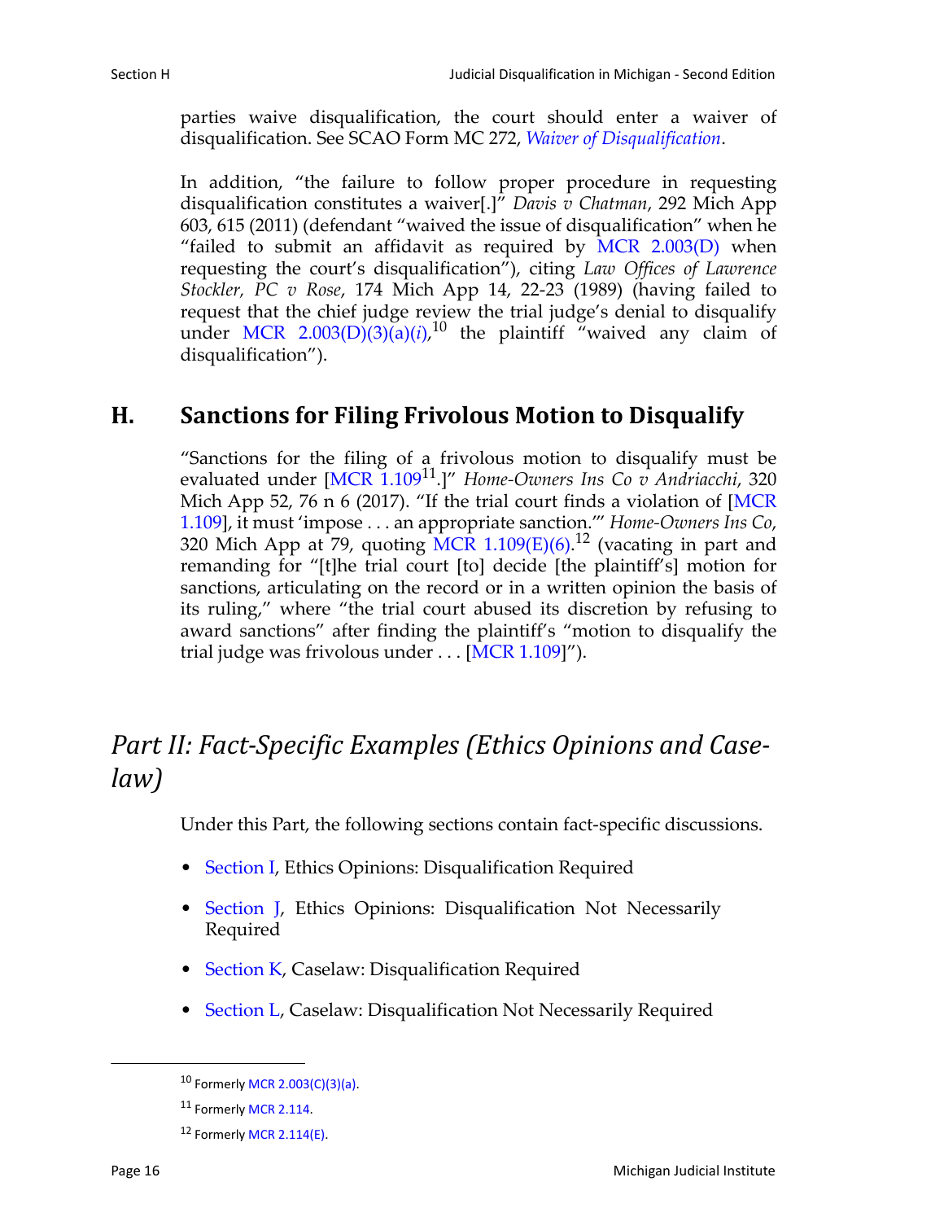parties waive disqualification, the court should enter a waiver of disqualification. See SCAO Form MC 272, *Waiver of Disqualification*.

In addition, "the failure to follow proper procedure in requesting disqualification constitutes a waiver[.]" *Davis v Chatman*, 292 Mich App 603, 615 (2011) (defendant "waived the issue of disqualification" when he "failed to submit an affidavit as required by MCR 2.003(D) when requesting the court's disqualification"), citing *Law Offices of Lawrence Stockler, PC v Rose*, 174 Mich App 14, 22-23 (1989) (having failed to request that the chief judge review the trial judge's denial to disqualify under MCR 2.003(D)(3)(a)(*i*),[10] the plaintiff "waived any claim of disqualification").

## H. Sanctions for Filing Frivolous Motion to Disqualify

"Sanctions for the filing of a frivolous motion to disqualify must be evaluated under [MCR 1.109[11].]" *Home-Owners Ins Co v Andriacchi*, 320 Mich App 52, 76 n 6 (2017). "If the trial court finds a violation of [MCR 1.109], it must 'impose . . . an appropriate sanction.'" *Home-Owners Ins Co*, 320 Mich App at 79, quoting MCR 1.109(E)(6).[12] (vacating in part and remanding for "[t]he trial court [to] decide [the plaintiff's] motion for sanctions, articulating on the record or in a written opinion the basis of its ruling," where "the trial court abused its discretion by refusing to award sanctions" after finding the plaintiff's "motion to disqualify the trial judge was frivolous under . . . [MCR 1.109]").

# *Part II: Fact-Specific Examples (Ethics Opinions and Caselaw)*

Under this Part, the following sections contain fact-specific discussions.

- Section I, Ethics Opinions: Disqualification Required
- Section J, Ethics Opinions: Disqualification Not Necessarily Required
- Section K, Caselaw: Disqualification Required
- Section L, Caselaw: Disqualification Not Necessarily Required

---

[10] Formerly MCR 2.003(C)(3)(a).

[11] Formerly MCR 2.114.

[12] Formerly MCR 2.114(E).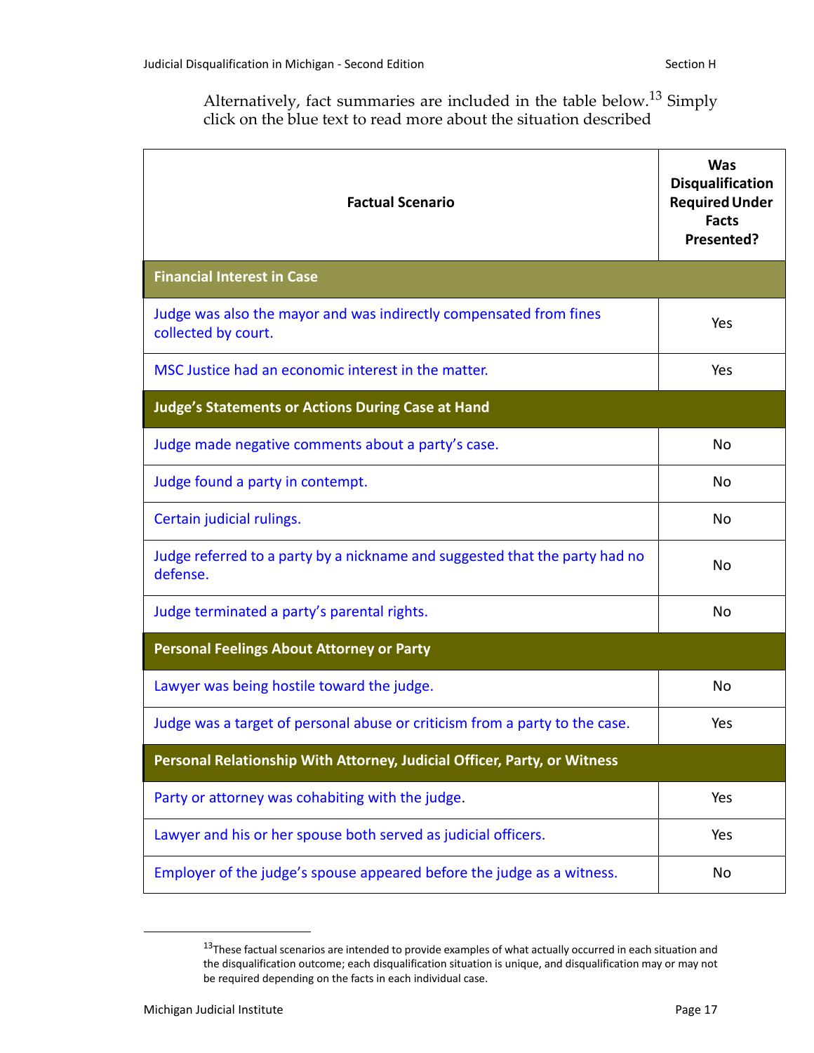Alternatively, fact summaries are included in the table below.[13] Simply click on the blue text to read more about the situation described

| Factual Scenario | Was Disqualification Required Under Facts Presented? |
|---|---|
| **Financial Interest in Case** | |
| Judge was also the mayor and was indirectly compensated from fines collected by court. | Yes |
| MSC Justice had an economic interest in the matter. | Yes |
| **Judge's Statements or Actions During Case at Hand** | |
| Judge made negative comments about a party's case. | No |
| Judge found a party in contempt. | No |
| Certain judicial rulings. | No |
| Judge referred to a party by a nickname and suggested that the party had no defense. | No |
| Judge terminated a party's parental rights. | No |
| **Personal Feelings About Attorney or Party** | |
| Lawyer was being hostile toward the judge. | No |
| Judge was a target of personal abuse or criticism from a party to the case. | Yes |
| **Personal Relationship With Attorney, Judicial Officer, Party, or Witness** | |
| Party or attorney was cohabiting with the judge. | Yes |
| Lawyer and his or her spouse both served as judicial officers. | Yes |
| Employer of the judge's spouse appeared before the judge as a witness. | No |

[13] These factual scenarios are intended to provide examples of what actually occurred in each situation and the disqualification outcome; each disqualification situation is unique, and disqualification may or may not be required depending on the facts in each individual case.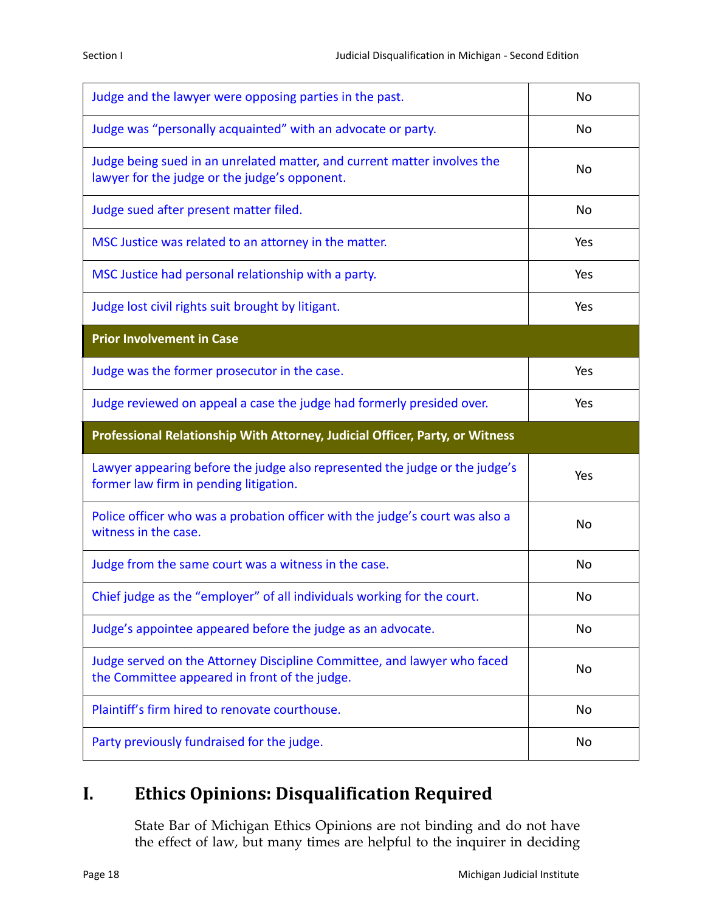| | |
|---|---|
| Judge and the lawyer were opposing parties in the past. | No |
| Judge was "personally acquainted" with an advocate or party. | No |
| Judge being sued in an unrelated matter, and current matter involves the lawyer for the judge or the judge's opponent. | No |
| Judge sued after present matter filed. | No |
| MSC Justice was related to an attorney in the matter. | Yes |
| MSC Justice had personal relationship with a party. | Yes |
| Judge lost civil rights suit brought by litigant. | Yes |
| **Prior Involvement in Case** | |
| Judge was the former prosecutor in the case. | Yes |
| Judge reviewed on appeal a case the judge had formerly presided over. | Yes |
| **Professional Relationship With Attorney, Judicial Officer, Party, or Witness** | |
| Lawyer appearing before the judge also represented the judge or the judge's former law firm in pending litigation. | Yes |
| Police officer who was a probation officer with the judge's court was also a witness in the case. | No |
| Judge from the same court was a witness in the case. | No |
| Chief judge as the "employer" of all individuals working for the court. | No |
| Judge's appointee appeared before the judge as an advocate. | No |
| Judge served on the Attorney Discipline Committee, and lawyer who faced the Committee appeared in front of the judge. | No |
| Plaintiff's firm hired to renovate courthouse. | No |
| Party previously fundraised for the judge. | No |

## I. Ethics Opinions: Disqualification Required

State Bar of Michigan Ethics Opinions are not binding and do not have the effect of law, but many times are helpful to the inquirer in deciding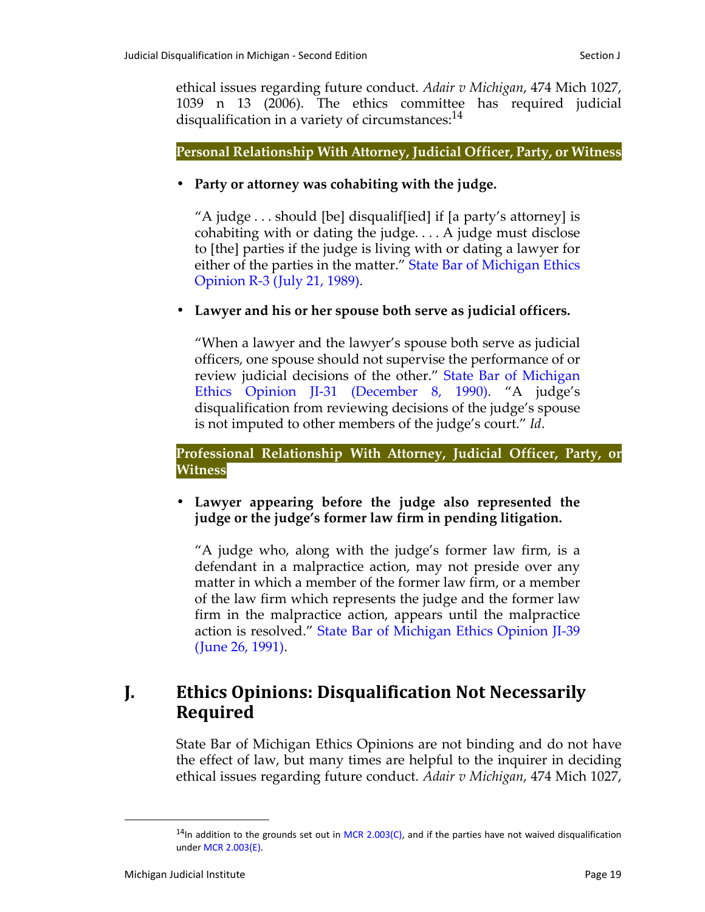ethical issues regarding future conduct. *Adair v Michigan*, 474 Mich 1027, 1039 n 13 (2006). The ethics committee has required judicial disqualification in a variety of circumstances:[14]

**Personal Relationship With Attorney, Judicial Officer, Party, or Witness**

- **Party or attorney was cohabiting with the judge.**

  "A judge . . . should [be] disqualif[ied] if [a party's attorney] is cohabiting with or dating the judge. . . . A judge must disclose to [the] parties if the judge is living with or dating a lawyer for either of the parties in the matter." State Bar of Michigan Ethics Opinion R-3 (July 21, 1989).

- **Lawyer and his or her spouse both serve as judicial officers.**

  "When a lawyer and the lawyer's spouse both serve as judicial officers, one spouse should not supervise the performance of or review judicial decisions of the other." State Bar of Michigan Ethics Opinion JI-31 (December 8, 1990). "A judge's disqualification from reviewing decisions of the judge's spouse is not imputed to other members of the judge's court." *Id*.

**Professional Relationship With Attorney, Judicial Officer, Party, or Witness**

- **Lawyer appearing before the judge also represented the judge or the judge's former law firm in pending litigation.**

  "A judge who, along with the judge's former law firm, is a defendant in a malpractice action, may not preside over any matter in which a member of the former law firm, or a member of the law firm which represents the judge and the former law firm in the malpractice action, appears until the malpractice action is resolved." State Bar of Michigan Ethics Opinion JI-39 (June 26, 1991).

## J. Ethics Opinions: Disqualification Not Necessarily Required

State Bar of Michigan Ethics Opinions are not binding and do not have the effect of law, but many times are helpful to the inquirer in deciding ethical issues regarding future conduct. *Adair v Michigan*, 474 Mich 1027,

---

[14] In addition to the grounds set out in MCR 2.003(C), and if the parties have not waived disqualification under MCR 2.003(E).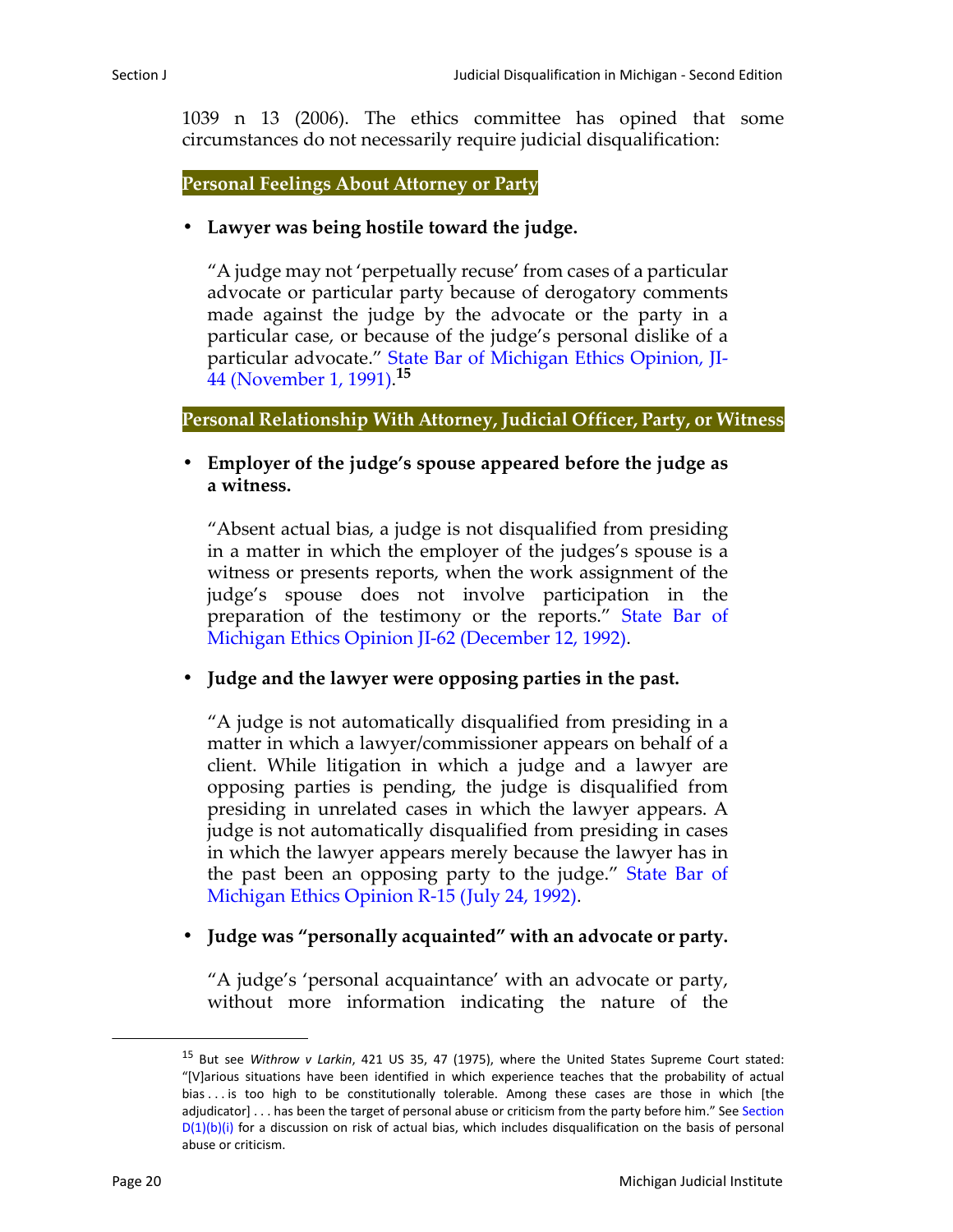1039 n 13 (2006). The ethics committee has opined that some circumstances do not necessarily require judicial disqualification:

### Personal Feelings About Attorney or Party

- **Lawyer was being hostile toward the judge.**

  "A judge may not 'perpetually recuse' from cases of a particular advocate or particular party because of derogatory comments made against the judge by the advocate or the party in a particular case, or because of the judge's personal dislike of a particular advocate." State Bar of Michigan Ethics Opinion, JI-44 (November 1, 1991).[15]

### Personal Relationship With Attorney, Judicial Officer, Party, or Witness

- **Employer of the judge's spouse appeared before the judge as a witness.**

  "Absent actual bias, a judge is not disqualified from presiding in a matter in which the employer of the judges's spouse is a witness or presents reports, when the work assignment of the judge's spouse does not involve participation in the preparation of the testimony or the reports." State Bar of Michigan Ethics Opinion JI-62 (December 12, 1992).

- **Judge and the lawyer were opposing parties in the past.**

  "A judge is not automatically disqualified from presiding in a matter in which a lawyer/commissioner appears on behalf of a client. While litigation in which a judge and a lawyer are opposing parties is pending, the judge is disqualified from presiding in unrelated cases in which the lawyer appears. A judge is not automatically disqualified from presiding in cases in which the lawyer appears merely because the lawyer has in the past been an opposing party to the judge." State Bar of Michigan Ethics Opinion R-15 (July 24, 1992).

- **Judge was "personally acquainted" with an advocate or party.**

  "A judge's 'personal acquaintance' with an advocate or party, without more information indicating the nature of the

---

[15] But see *Withrow v Larkin*, 421 US 35, 47 (1975), where the United States Supreme Court stated: "[V]arious situations have been identified in which experience teaches that the probability of actual bias . . . is too high to be constitutionally tolerable. Among these cases are those in which [the adjudicator] . . . has been the target of personal abuse or criticism from the party before him." See Section D(1)(b)(i) for a discussion on risk of actual bias, which includes disqualification on the basis of personal abuse or criticism.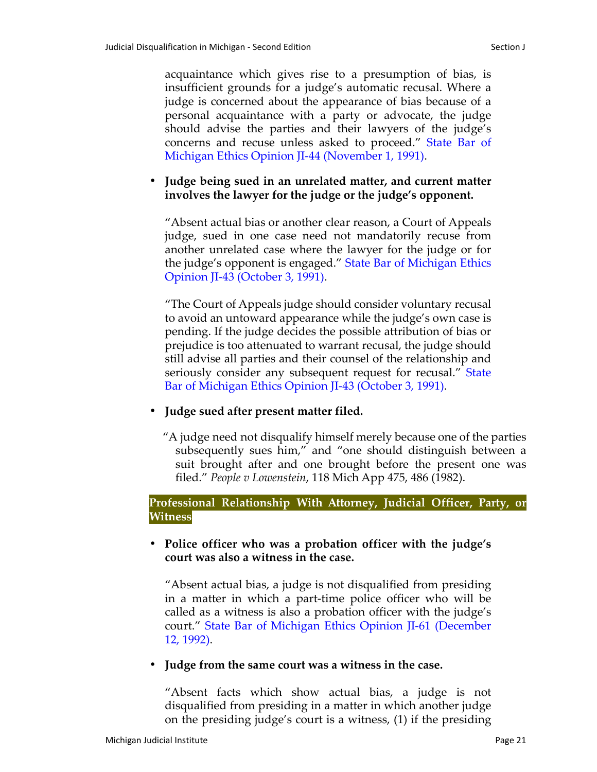acquaintance which gives rise to a presumption of bias, is insufficient grounds for a judge's automatic recusal. Where a judge is concerned about the appearance of bias because of a personal acquaintance with a party or advocate, the judge should advise the parties and their lawyers of the judge's concerns and recuse unless asked to proceed." State Bar of Michigan Ethics Opinion JI-44 (November 1, 1991).

- **Judge being sued in an unrelated matter, and current matter involves the lawyer for the judge or the judge's opponent.**

  "Absent actual bias or another clear reason, a Court of Appeals judge, sued in one case need not mandatorily recuse from another unrelated case where the lawyer for the judge or for the judge's opponent is engaged." State Bar of Michigan Ethics Opinion JI-43 (October 3, 1991).

  "The Court of Appeals judge should consider voluntary recusal to avoid an untoward appearance while the judge's own case is pending. If the judge decides the possible attribution of bias or prejudice is too attenuated to warrant recusal, the judge should still advise all parties and their counsel of the relationship and seriously consider any subsequent request for recusal." State Bar of Michigan Ethics Opinion JI-43 (October 3, 1991).

- **Judge sued after present matter filed.**

  "A judge need not disqualify himself merely because one of the parties subsequently sues him," and "one should distinguish between a suit brought after and one brought before the present one was filed." *People v Lowenstein*, 118 Mich App 475, 486 (1982).

## Professional Relationship With Attorney, Judicial Officer, Party, or Witness

- **Police officer who was a probation officer with the judge's court was also a witness in the case.**

  "Absent actual bias, a judge is not disqualified from presiding in a matter in which a part-time police officer who will be called as a witness is also a probation officer with the judge's court." State Bar of Michigan Ethics Opinion JI-61 (December 12, 1992).

- **Judge from the same court was a witness in the case.**

  "Absent facts which show actual bias, a judge is not disqualified from presiding in a matter in which another judge on the presiding judge's court is a witness, (1) if the presiding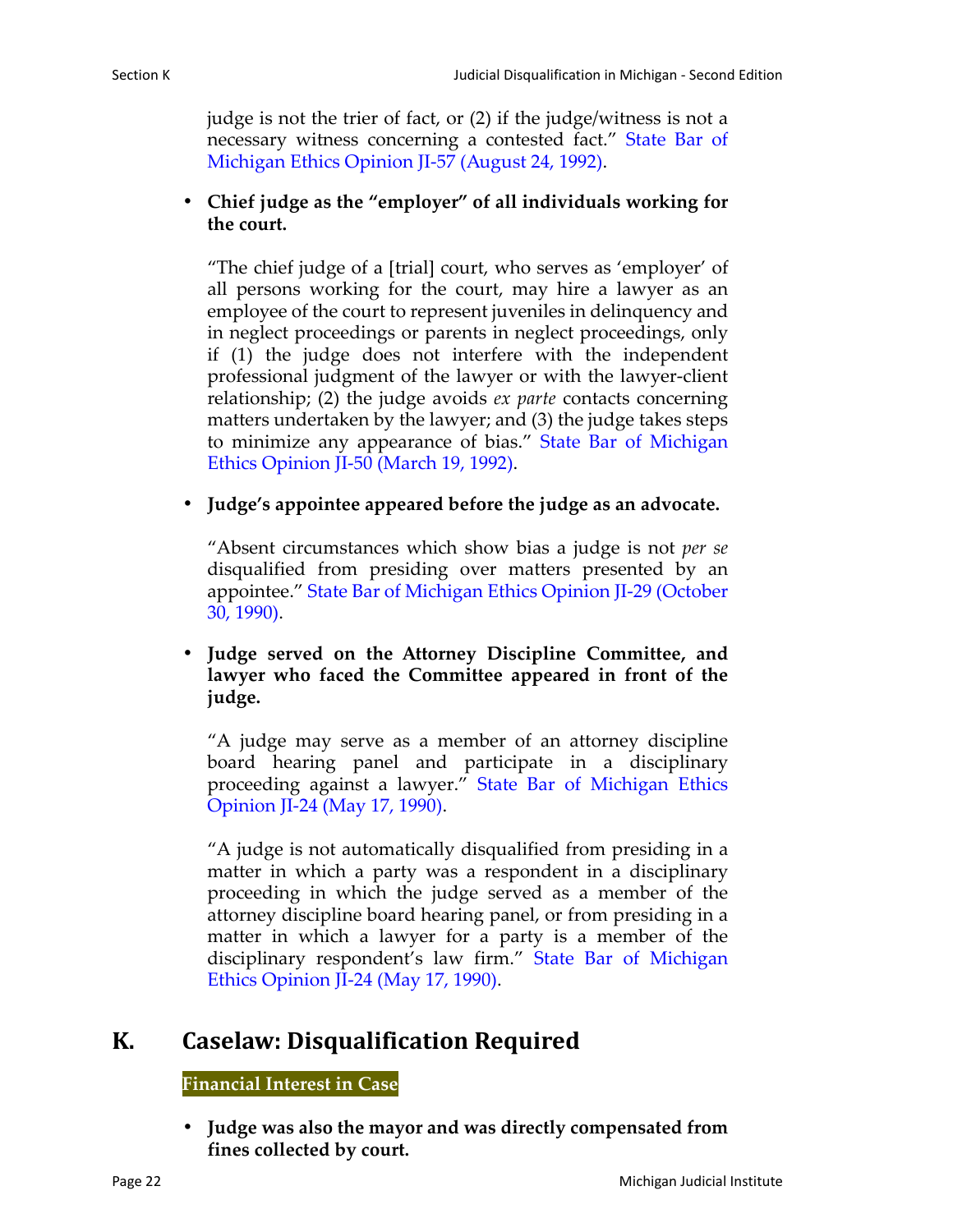judge is not the trier of fact, or (2) if the judge/witness is not a necessary witness concerning a contested fact." State Bar of Michigan Ethics Opinion JI-57 (August 24, 1992).

- **Chief judge as the "employer" of all individuals working for the court.**

  "The chief judge of a [trial] court, who serves as 'employer' of all persons working for the court, may hire a lawyer as an employee of the court to represent juveniles in delinquency and in neglect proceedings or parents in neglect proceedings, only if (1) the judge does not interfere with the independent professional judgment of the lawyer or with the lawyer-client relationship; (2) the judge avoids *ex parte* contacts concerning matters undertaken by the lawyer; and (3) the judge takes steps to minimize any appearance of bias." State Bar of Michigan Ethics Opinion JI-50 (March 19, 1992).

- **Judge's appointee appeared before the judge as an advocate.**

  "Absent circumstances which show bias a judge is not *per se* disqualified from presiding over matters presented by an appointee." State Bar of Michigan Ethics Opinion JI-29 (October 30, 1990).

- **Judge served on the Attorney Discipline Committee, and lawyer who faced the Committee appeared in front of the judge.**

  "A judge may serve as a member of an attorney discipline board hearing panel and participate in a disciplinary proceeding against a lawyer." State Bar of Michigan Ethics Opinion JI-24 (May 17, 1990).

  "A judge is not automatically disqualified from presiding in a matter in which a party was a respondent in a disciplinary proceeding in which the judge served as a member of the attorney discipline board hearing panel, or from presiding in a matter in which a lawyer for a party is a member of the disciplinary respondent's law firm." State Bar of Michigan Ethics Opinion JI-24 (May 17, 1990).

## K. Caselaw: Disqualification Required

**Financial Interest in Case**

- **Judge was also the mayor and was directly compensated from fines collected by court.**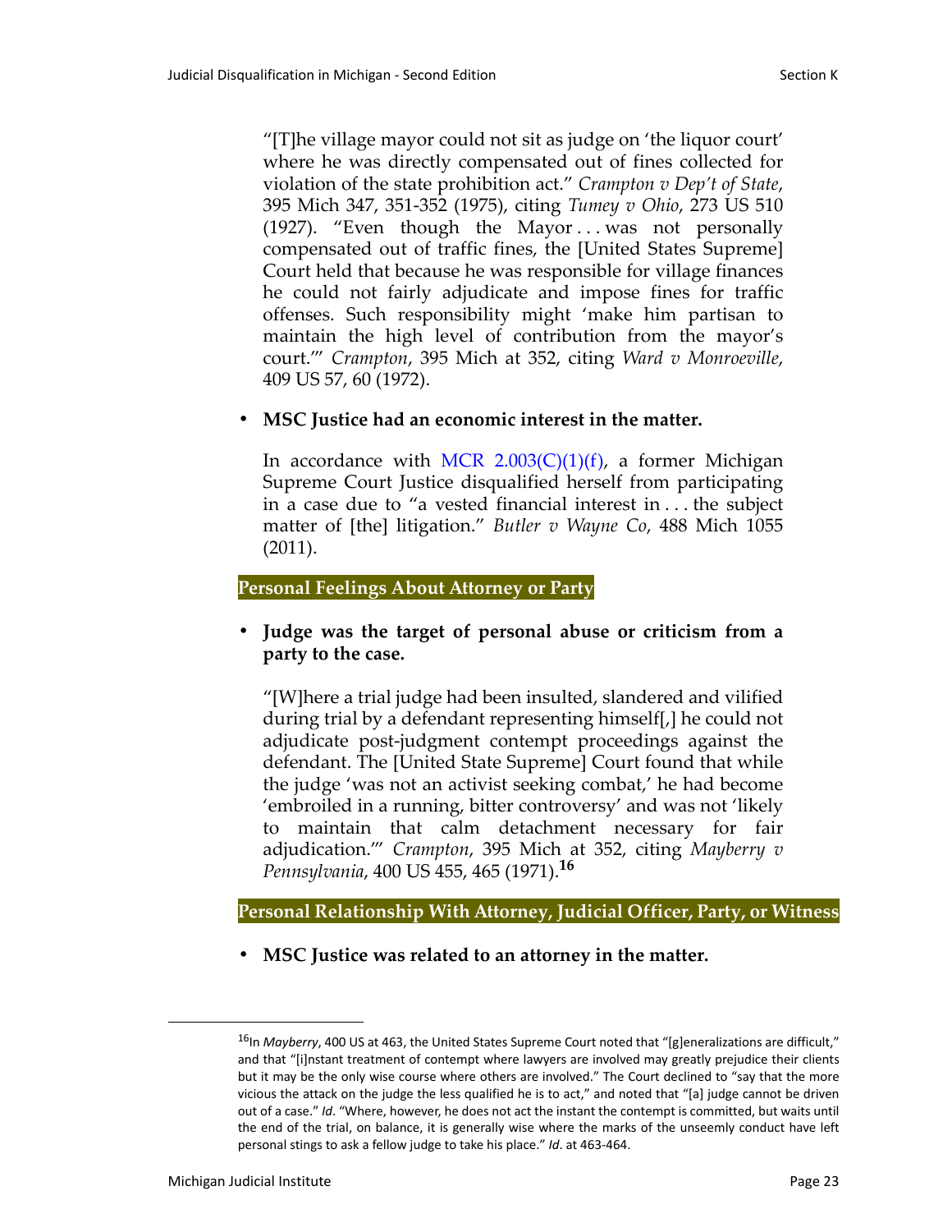"[T]he village mayor could not sit as judge on 'the liquor court' where he was directly compensated out of fines collected for violation of the state prohibition act." *Crampton v Dep't of State*, 395 Mich 347, 351-352 (1975), citing *Tumey v Ohio*, 273 US 510 (1927). "Even though the Mayor . . . was not personally compensated out of traffic fines, the [United States Supreme] Court held that because he was responsible for village finances he could not fairly adjudicate and impose fines for traffic offenses. Such responsibility might 'make him partisan to maintain the high level of contribution from the mayor's court.'" *Crampton*, 395 Mich at 352, citing *Ward v Monroeville*, 409 US 57, 60 (1972).

- **MSC Justice had an economic interest in the matter.**

  In accordance with MCR 2.003(C)(1)(f), a former Michigan Supreme Court Justice disqualified herself from participating in a case due to "a vested financial interest in . . . the subject matter of [the] litigation." *Butler v Wayne Co*, 488 Mich 1055 (2011).

### Personal Feelings About Attorney or Party

- **Judge was the target of personal abuse or criticism from a party to the case.**

  "[W]here a trial judge had been insulted, slandered and vilified during trial by a defendant representing himself[,] he could not adjudicate post-judgment contempt proceedings against the defendant. The [United State Supreme] Court found that while the judge 'was not an activist seeking combat,' he had become 'embroiled in a running, bitter controversy' and was not 'likely to maintain that calm detachment necessary for fair adjudication.'" *Crampton*, 395 Mich at 352, citing *Mayberry v Pennsylvania*, 400 US 455, 465 (1971).[16]

### Personal Relationship With Attorney, Judicial Officer, Party, or Witness

- **MSC Justice was related to an attorney in the matter.**

---

[16] In *Mayberry*, 400 US at 463, the United States Supreme Court noted that "[g]eneralizations are difficult," and that "[i]nstant treatment of contempt where lawyers are involved may greatly prejudice their clients but it may be the only wise course where others are involved." The Court declined to "say that the more vicious the attack on the judge the less qualified he is to act," and noted that "[a] judge cannot be driven out of a case." *Id*. "Where, however, he does not act the instant the contempt is committed, but waits until the end of the trial, on balance, it is generally wise where the marks of the unseemly conduct have left personal stings to ask a fellow judge to take his place." *Id*. at 463-464.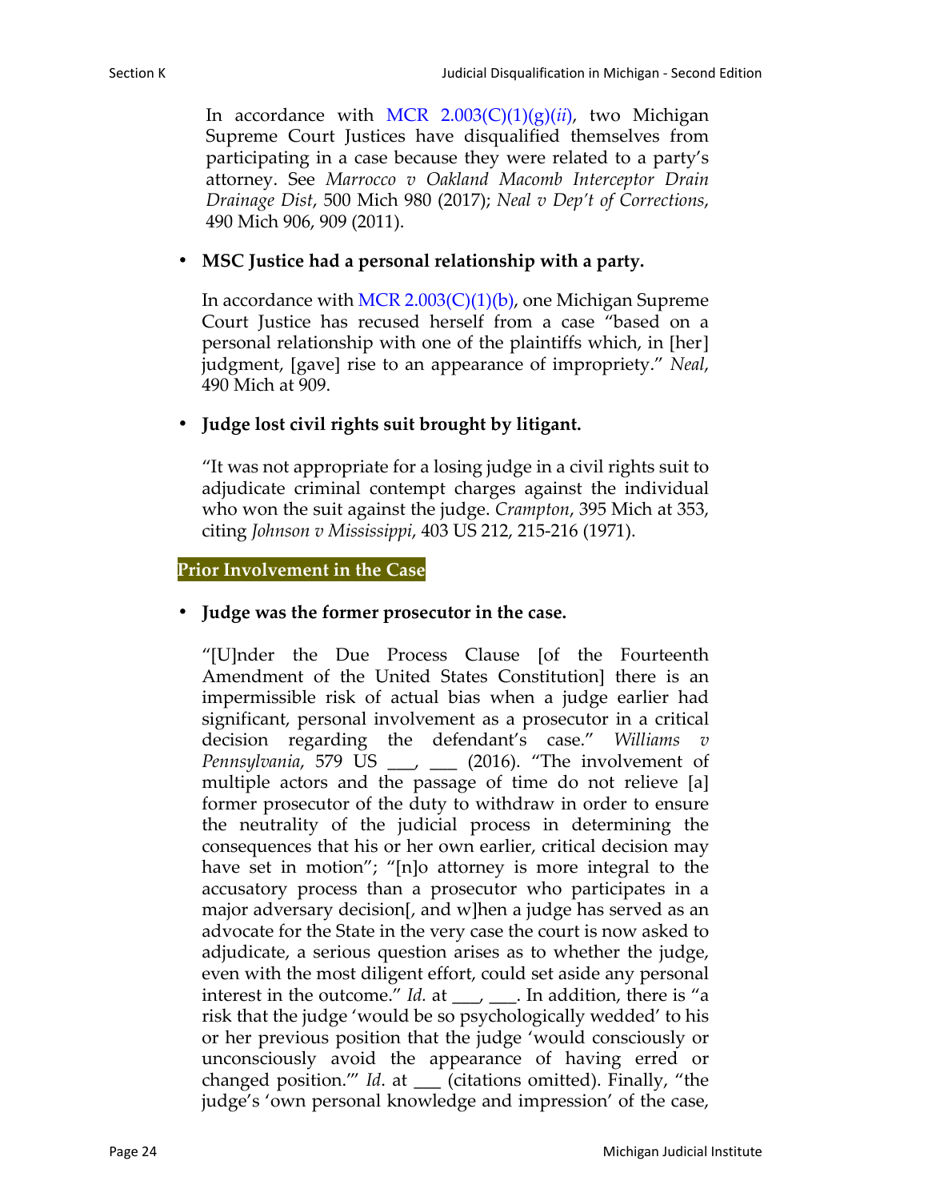In accordance with MCR 2.003(C)(1)(g)(*ii*), two Michigan Supreme Court Justices have disqualified themselves from participating in a case because they were related to a party's attorney. See *Marrocco v Oakland Macomb Interceptor Drain Drainage Dist*, 500 Mich 980 (2017); *Neal v Dep't of Corrections*, 490 Mich 906, 909 (2011).

- **MSC Justice had a personal relationship with a party.**

  In accordance with MCR 2.003(C)(1)(b), one Michigan Supreme Court Justice has recused herself from a case "based on a personal relationship with one of the plaintiffs which, in [her] judgment, [gave] rise to an appearance of impropriety." *Neal*, 490 Mich at 909.

- **Judge lost civil rights suit brought by litigant.**

  "It was not appropriate for a losing judge in a civil rights suit to adjudicate criminal contempt charges against the individual who won the suit against the judge. *Crampton*, 395 Mich at 353, citing *Johnson v Mississippi*, 403 US 212, 215-216 (1971).

### Prior Involvement in the Case

- **Judge was the former prosecutor in the case.**

  "[U]nder the Due Process Clause [of the Fourteenth Amendment of the United States Constitution] there is an impermissible risk of actual bias when a judge earlier had significant, personal involvement as a prosecutor in a critical decision regarding the defendant's case." *Williams v Pennsylvania*, 579 US ___, ___ (2016). "The involvement of multiple actors and the passage of time do not relieve [a] former prosecutor of the duty to withdraw in order to ensure the neutrality of the judicial process in determining the consequences that his or her own earlier, critical decision may have set in motion"; "[n]o attorney is more integral to the accusatory process than a prosecutor who participates in a major adversary decision[, and w]hen a judge has served as an advocate for the State in the very case the court is now asked to adjudicate, a serious question arises as to whether the judge, even with the most diligent effort, could set aside any personal interest in the outcome." *Id.* at ___, ___. In addition, there is "a risk that the judge 'would be so psychologically wedded' to his or her previous position that the judge 'would consciously or unconsciously avoid the appearance of having erred or changed position.'" *Id*. at ___ (citations omitted). Finally, "the judge's 'own personal knowledge and impression' of the case,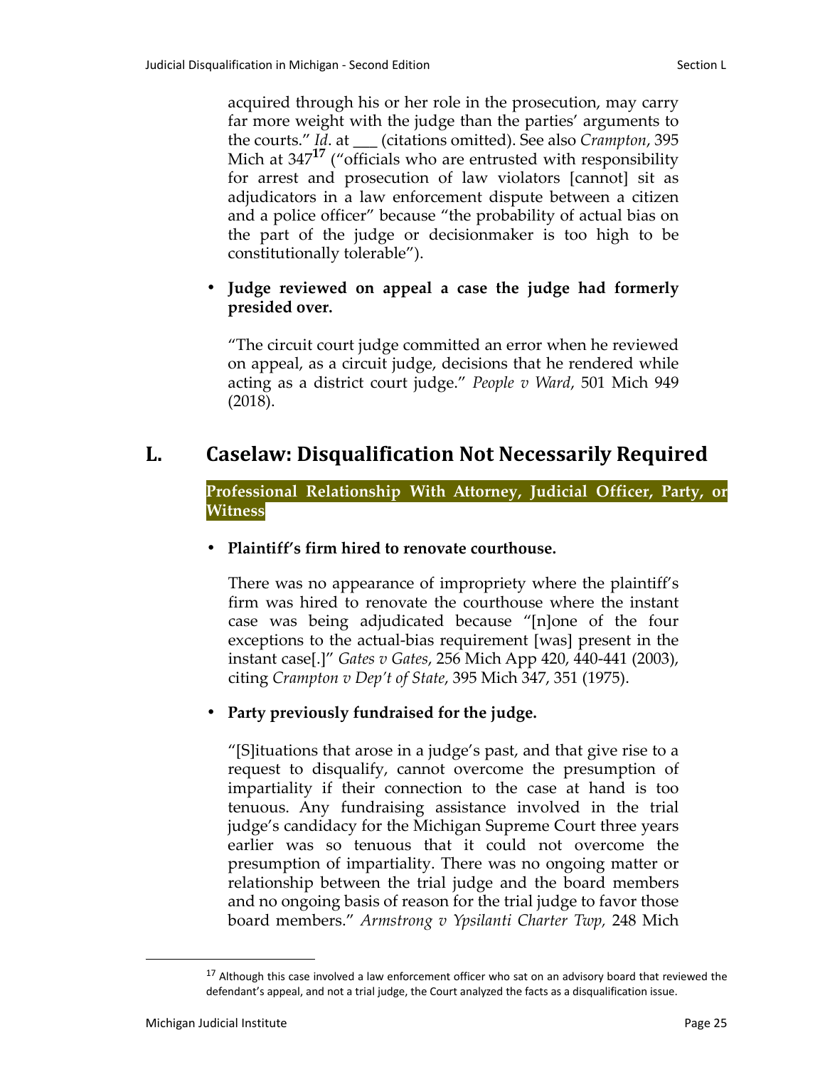acquired through his or her role in the prosecution, may carry far more weight with the judge than the parties' arguments to the courts." *Id*. at ___ (citations omitted). See also *Crampton*, 395 Mich at 347[17] ("officials who are entrusted with responsibility for arrest and prosecution of law violators [cannot] sit as adjudicators in a law enforcement dispute between a citizen and a police officer" because "the probability of actual bias on the part of the judge or decisionmaker is too high to be constitutionally tolerable").

- **Judge reviewed on appeal a case the judge had formerly presided over.**

  "The circuit court judge committed an error when he reviewed on appeal, as a circuit judge, decisions that he rendered while acting as a district court judge." *People v Ward*, 501 Mich 949 (2018).

## L. Caselaw: Disqualification Not Necessarily Required

**Professional Relationship With Attorney, Judicial Officer, Party, or Witness**

- **Plaintiff's firm hired to renovate courthouse.**

  There was no appearance of impropriety where the plaintiff's firm was hired to renovate the courthouse where the instant case was being adjudicated because "[n]one of the four exceptions to the actual-bias requirement [was] present in the instant case[.]" *Gates v Gates*, 256 Mich App 420, 440-441 (2003), citing *Crampton v Dep't of State*, 395 Mich 347, 351 (1975).

- **Party previously fundraised for the judge.**

  "[S]ituations that arose in a judge's past, and that give rise to a request to disqualify, cannot overcome the presumption of impartiality if their connection to the case at hand is too tenuous. Any fundraising assistance involved in the trial judge's candidacy for the Michigan Supreme Court three years earlier was so tenuous that it could not overcome the presumption of impartiality. There was no ongoing matter or relationship between the trial judge and the board members and no ongoing basis of reason for the trial judge to favor those board members." *Armstrong v Ypsilanti Charter Twp,* 248 Mich

---

[17] Although this case involved a law enforcement officer who sat on an advisory board that reviewed the defendant's appeal, and not a trial judge, the Court analyzed the facts as a disqualification issue.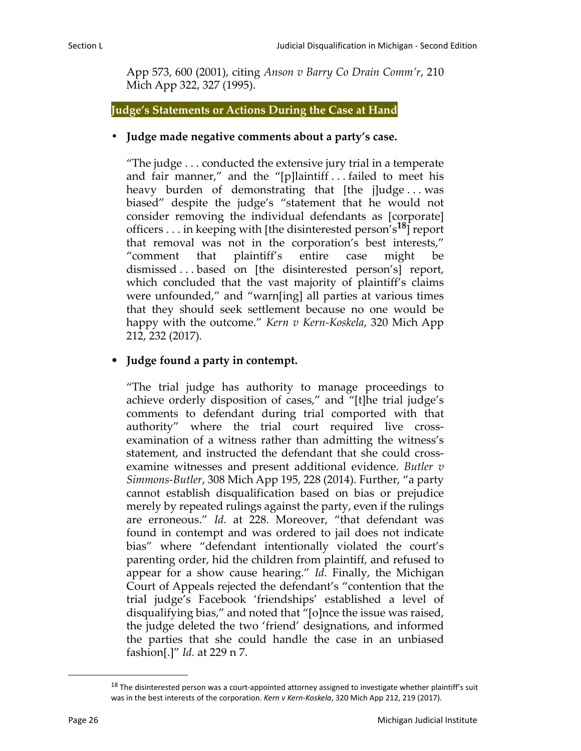App 573, 600 (2001), citing *Anson v Barry Co Drain Comm'r*, 210 Mich App 322, 327 (1995).

## Judge's Statements or Actions During the Case at Hand

- **Judge made negative comments about a party's case.**

  "The judge . . . conducted the extensive jury trial in a temperate and fair manner," and the "[p]laintiff . . . failed to meet his heavy burden of demonstrating that [the j]udge . . . was biased" despite the judge's "statement that he would not consider removing the individual defendants as [corporate] officers . . . in keeping with [the disinterested person's[18]] report that removal was not in the corporation's best interests," "comment that plaintiff's entire case might be dismissed . . . based on [the disinterested person's] report, which concluded that the vast majority of plaintiff's claims were unfounded," and "warn[ing] all parties at various times that they should seek settlement because no one would be happy with the outcome." *Kern v Kern-Koskela*, 320 Mich App 212, 232 (2017).

- **Judge found a party in contempt.**

  "The trial judge has authority to manage proceedings to achieve orderly disposition of cases," and "[t]he trial judge's comments to defendant during trial comported with that authority" where the trial court required live cross-examination of a witness rather than admitting the witness's statement, and instructed the defendant that she could cross-examine witnesses and present additional evidence. *Butler v Simmons-Butler*, 308 Mich App 195, 228 (2014). Further, "a party cannot establish disqualification based on bias or prejudice merely by repeated rulings against the party, even if the rulings are erroneous." *Id.* at 228. Moreover, "that defendant was found in contempt and was ordered to jail does not indicate bias" where "defendant intentionally violated the court's parenting order, hid the children from plaintiff, and refused to appear for a show cause hearing." *Id.* Finally, the Michigan Court of Appeals rejected the defendant's "contention that the trial judge's Facebook 'friendships' established a level of disqualifying bias," and noted that "[o]nce the issue was raised, the judge deleted the two 'friend' designations, and informed the parties that she could handle the case in an unbiased fashion[.]" *Id.* at 229 n 7.

---

[18] The disinterested person was a court-appointed attorney assigned to investigate whether plaintiff's suit was in the best interests of the corporation. *Kern v Kern-Koskela*, 320 Mich App 212, 219 (2017).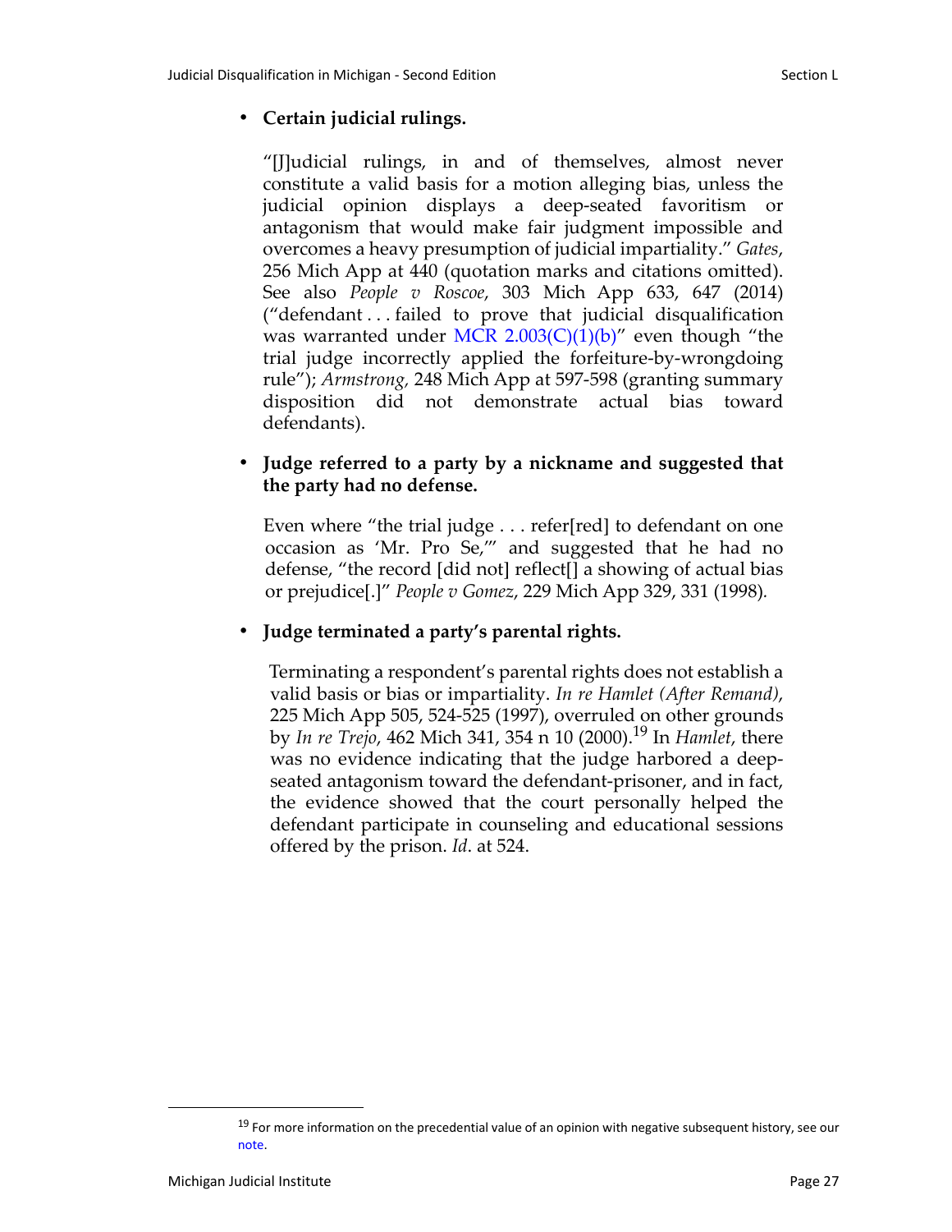- **Certain judicial rulings.**

  "[J]udicial rulings, in and of themselves, almost never constitute a valid basis for a motion alleging bias, unless the judicial opinion displays a deep-seated favoritism or antagonism that would make fair judgment impossible and overcomes a heavy presumption of judicial impartiality." *Gates*, 256 Mich App at 440 (quotation marks and citations omitted). See also *People v Roscoe*, 303 Mich App 633, 647 (2014) ("defendant . . . failed to prove that judicial disqualification was warranted under MCR 2.003(C)(1)(b)" even though "the trial judge incorrectly applied the forfeiture-by-wrongdoing rule"); *Armstrong,* 248 Mich App at 597-598 (granting summary disposition did not demonstrate actual bias toward defendants).

- **Judge referred to a party by a nickname and suggested that the party had no defense.**

  Even where "the trial judge . . . refer[red] to defendant on one occasion as 'Mr. Pro Se,'" and suggested that he had no defense, "the record [did not] reflect[] a showing of actual bias or prejudice[.]" *People v Gomez*, 229 Mich App 329, 331 (1998).

- **Judge terminated a party's parental rights.**

  Terminating a respondent's parental rights does not establish a valid basis or bias or impartiality. *In re Hamlet (After Remand)*, 225 Mich App 505, 524-525 (1997), overruled on other grounds by *In re Trejo*, 462 Mich 341, 354 n 10 (2000).[19] In *Hamlet*, there was no evidence indicating that the judge harbored a deep-seated antagonism toward the defendant-prisoner, and in fact, the evidence showed that the court personally helped the defendant participate in counseling and educational sessions offered by the prison. *Id*. at 524.

[19] For more information on the precedential value of an opinion with negative subsequent history, see our note.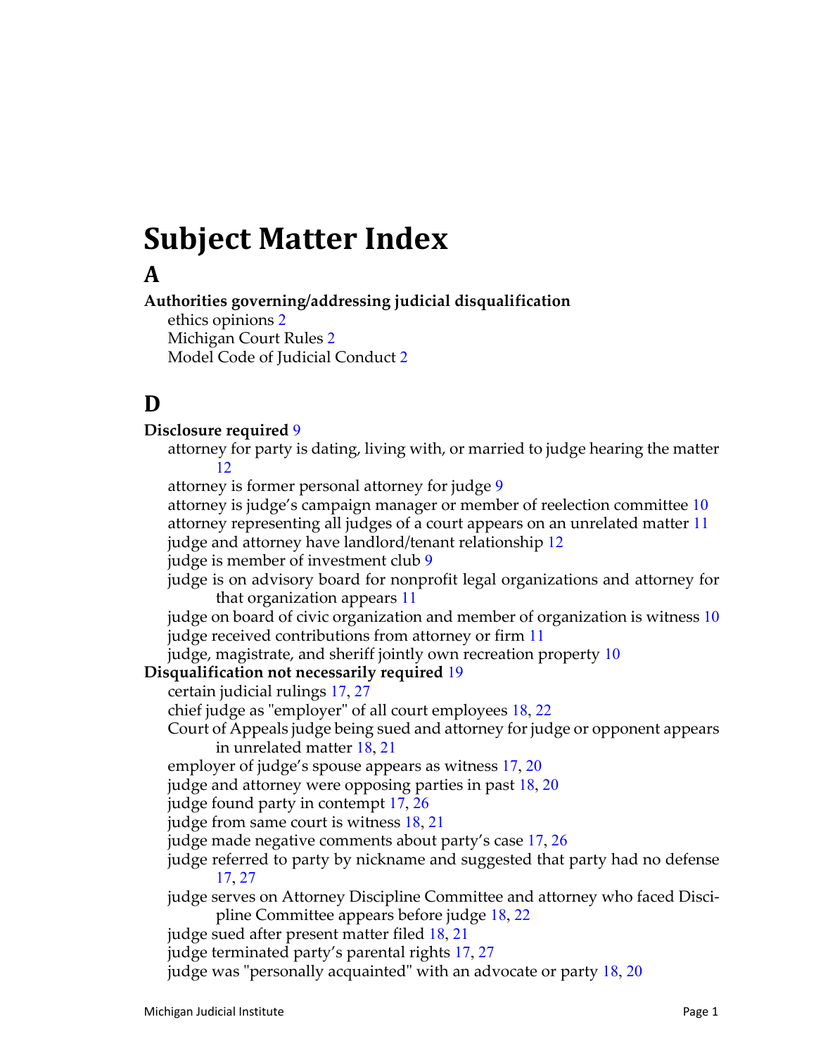# Subject Matter Index

## A

**Authorities governing/addressing judicial disqualification**

- ethics opinions 2
- Michigan Court Rules 2
- Model Code of Judicial Conduct 2

## D

**Disclosure required** 9

- attorney for party is dating, living with, or married to judge hearing the matter 12
- attorney is former personal attorney for judge 9
- attorney is judge's campaign manager or member of reelection committee 10
- attorney representing all judges of a court appears on an unrelated matter 11
- judge and attorney have landlord/tenant relationship 12
- judge is member of investment club 9
- judge is on advisory board for nonprofit legal organizations and attorney for that organization appears 11
- judge on board of civic organization and member of organization is witness 10
- judge received contributions from attorney or firm 11
- judge, magistrate, and sheriff jointly own recreation property 10

**Disqualification not necessarily required** 19

- certain judicial rulings 17, 27
- chief judge as "employer" of all court employees 18, 22
- Court of Appeals judge being sued and attorney for judge or opponent appears in unrelated matter 18, 21
- employer of judge's spouse appears as witness 17, 20
- judge and attorney were opposing parties in past 18, 20
- judge found party in contempt 17, 26
- judge from same court is witness 18, 21
- judge made negative comments about party's case 17, 26
- judge referred to party by nickname and suggested that party had no defense 17, 27
- judge serves on Attorney Discipline Committee and attorney who faced Discipline Committee appears before judge 18, 22
- judge sued after present matter filed 18, 21
- judge terminated party's parental rights 17, 27
- judge was "personally acquainted" with an advocate or party 18, 20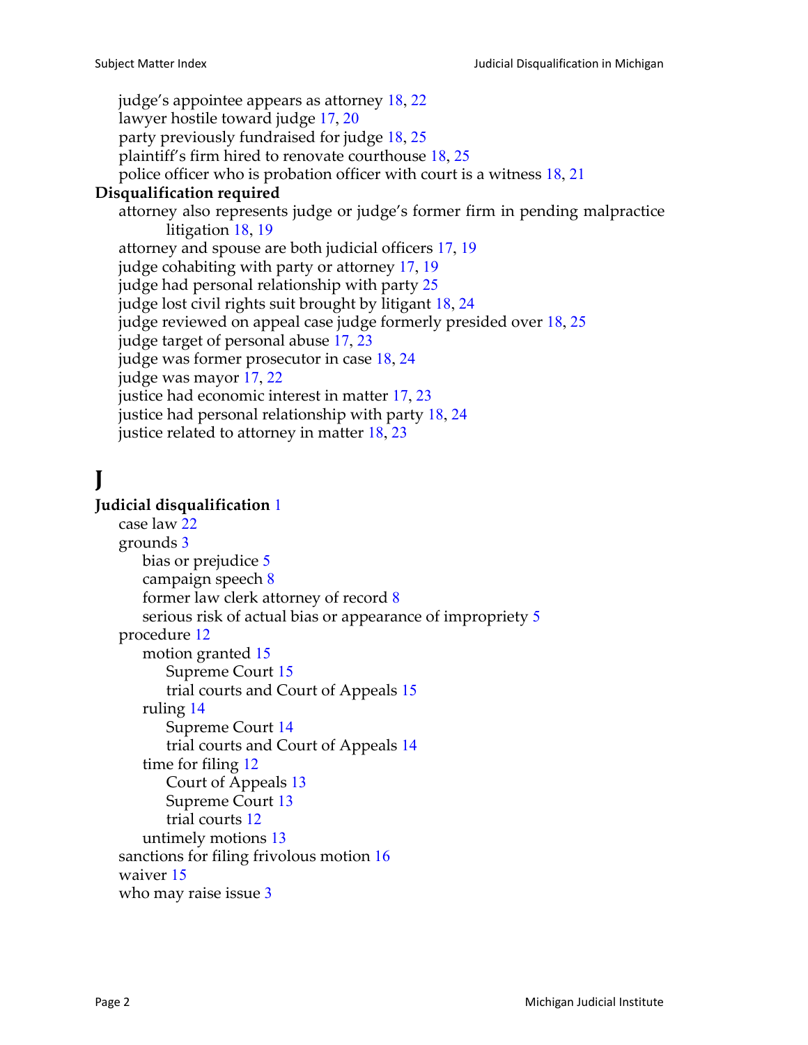judge's appointee appears as attorney 18, 22
lawyer hostile toward judge 17, 20
party previously fundraised for judge 18, 25
plaintiff's firm hired to renovate courthouse 18, 25
police officer who is probation officer with court is a witness 18, 21

**Disqualification required**

attorney also represents judge or judge's former firm in pending malpractice litigation 18, 19
attorney and spouse are both judicial officers 17, 19
judge cohabiting with party or attorney 17, 19
judge had personal relationship with party 25
judge lost civil rights suit brought by litigant 18, 24
judge reviewed on appeal case judge formerly presided over 18, 25
judge target of personal abuse 17, 23
judge was former prosecutor in case 18, 24
judge was mayor 17, 22
justice had economic interest in matter 17, 23
justice had personal relationship with party 18, 24
justice related to attorney in matter 18, 23

# J

**Judicial disqualification** 1

- case law 22
- grounds 3
  - bias or prejudice 5
  - campaign speech 8
  - former law clerk attorney of record 8
  - serious risk of actual bias or appearance of impropriety 5
- procedure 12
  - motion granted 15
    - Supreme Court 15
    - trial courts and Court of Appeals 15
  - ruling 14
    - Supreme Court 14
    - trial courts and Court of Appeals 14
  - time for filing 12
    - Court of Appeals 13
    - Supreme Court 13
    - trial courts 12
  - untimely motions 13
- sanctions for filing frivolous motion 16
- waiver 15
- who may raise issue 3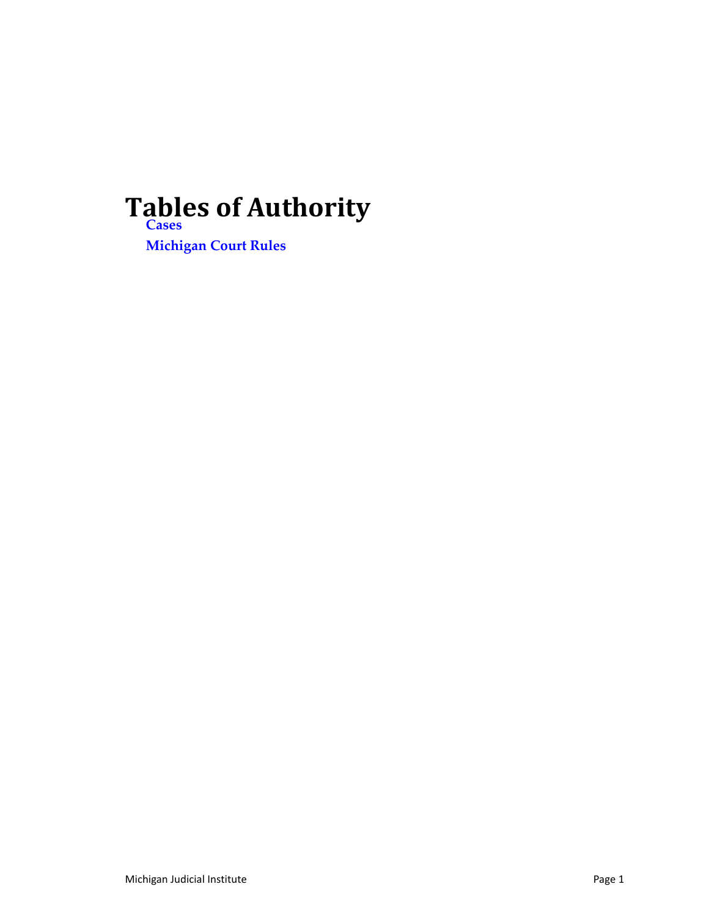# Tables of Authority

Cases

Michigan Court Rules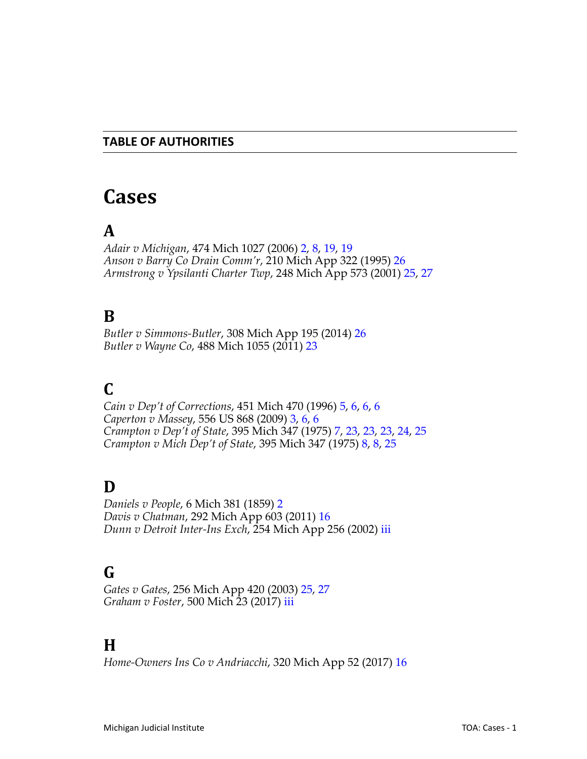## TABLE OF AUTHORITIES

# Cases

## A

*Adair v Michigan*, 474 Mich 1027 (2006) 2, 8, 19, 19
*Anson v Barry Co Drain Comm'r*, 210 Mich App 322 (1995) 26
*Armstrong v Ypsilanti Charter Twp*, 248 Mich App 573 (2001) 25, 27

## B

*Butler v Simmons-Butler*, 308 Mich App 195 (2014) 26
*Butler v Wayne Co*, 488 Mich 1055 (2011) 23

## C

*Cain v Dep't of Corrections*, 451 Mich 470 (1996) 5, 6, 6, 6
*Caperton v Massey*, 556 US 868 (2009) 3, 6, 6
*Crampton v Dep't of State*, 395 Mich 347 (1975) 7, 23, 23, 23, 24, 25
*Crampton v Mich Dep't of State*, 395 Mich 347 (1975) 8, 8, 25

## D

*Daniels v People*, 6 Mich 381 (1859) 2
*Davis v Chatman*, 292 Mich App 603 (2011) 16
*Dunn v Detroit Inter-Ins Exch*, 254 Mich App 256 (2002) iii

## G

*Gates v Gates*, 256 Mich App 420 (2003) 25, 27
*Graham v Foster*, 500 Mich 23 (2017) iii

## H

*Home-Owners Ins Co v Andriacchi*, 320 Mich App 52 (2017) 16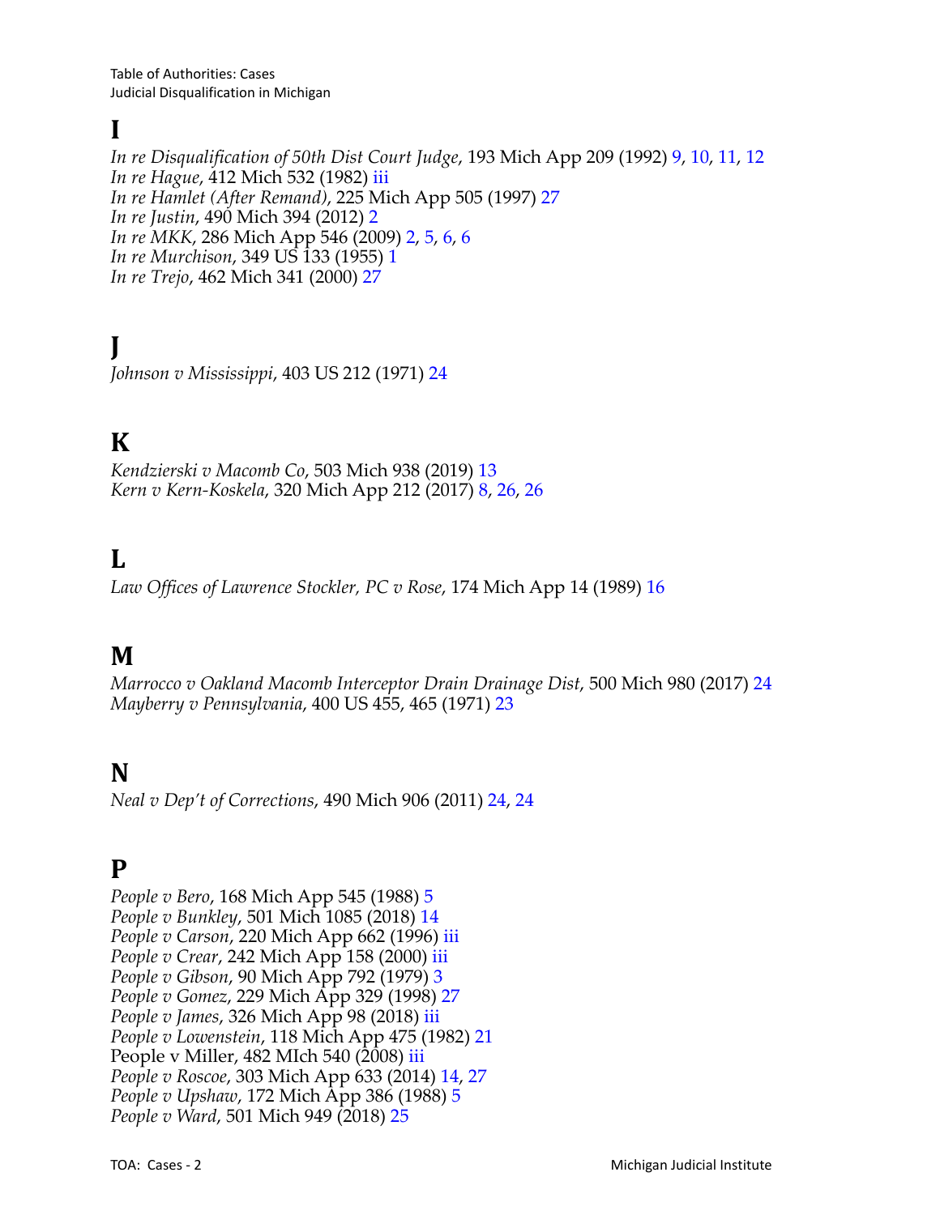# I

*In re Disqualification of 50th Dist Court Judge*, 193 Mich App 209 (1992) 9, 10, 11, 12
*In re Hague*, 412 Mich 532 (1982) iii
*In re Hamlet (After Remand)*, 225 Mich App 505 (1997) 27
*In re Justin*, 490 Mich 394 (2012) 2
*In re MKK*, 286 Mich App 546 (2009) 2, 5, 6, 6
*In re Murchison*, 349 US 133 (1955) 1
*In re Trejo*, 462 Mich 341 (2000) 27

# J

*Johnson v Mississippi*, 403 US 212 (1971) 24

# K

*Kendzierski v Macomb Co*, 503 Mich 938 (2019) 13
*Kern v Kern-Koskela*, 320 Mich App 212 (2017) 8, 26, 26

# L

*Law Offices of Lawrence Stockler, PC v Rose*, 174 Mich App 14 (1989) 16

# M

*Marrocco v Oakland Macomb Interceptor Drain Drainage Dist*, 500 Mich 980 (2017) 24
*Mayberry v Pennsylvania*, 400 US 455, 465 (1971) 23

# N

*Neal v Dep't of Corrections*, 490 Mich 906 (2011) 24, 24

# P

*People v Bero*, 168 Mich App 545 (1988) 5
*People v Bunkley*, 501 Mich 1085 (2018) 14
*People v Carson*, 220 Mich App 662 (1996) iii
*People v Crear*, 242 Mich App 158 (2000) iii
*People v Gibson*, 90 Mich App 792 (1979) 3
*People v Gomez*, 229 Mich App 329 (1998) 27
*People v James*, 326 Mich App 98 (2018) iii
*People v Lowenstein*, 118 Mich App 475 (1982) 21
People v Miller, 482 MIch 540 (2008) iii
*People v Roscoe*, 303 Mich App 633 (2014) 14, 27
*People v Upshaw*, 172 Mich App 386 (1988) 5
*People v Ward*, 501 Mich 949 (2018) 25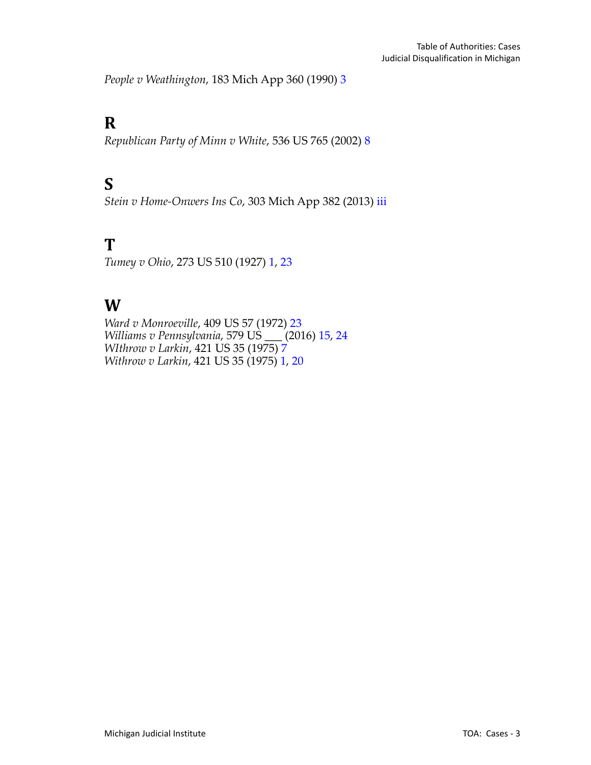*People v Weathington*, 183 Mich App 360 (1990) 3

## R

*Republican Party of Minn v White*, 536 US 765 (2002) 8

## S

*Stein v Home-Onwers Ins Co*, 303 Mich App 382 (2013) iii

## T

*Tumey v Ohio*, 273 US 510 (1927) 1, 23

## W

*Ward v Monroeville*, 409 US 57 (1972) 23
*Williams v Pennsylvania*, 579 US ___ (2016) 15, 24
*WIthrow v Larkin*, 421 US 35 (1975) 7
*Withrow v Larkin*, 421 US 35 (1975) 1, 20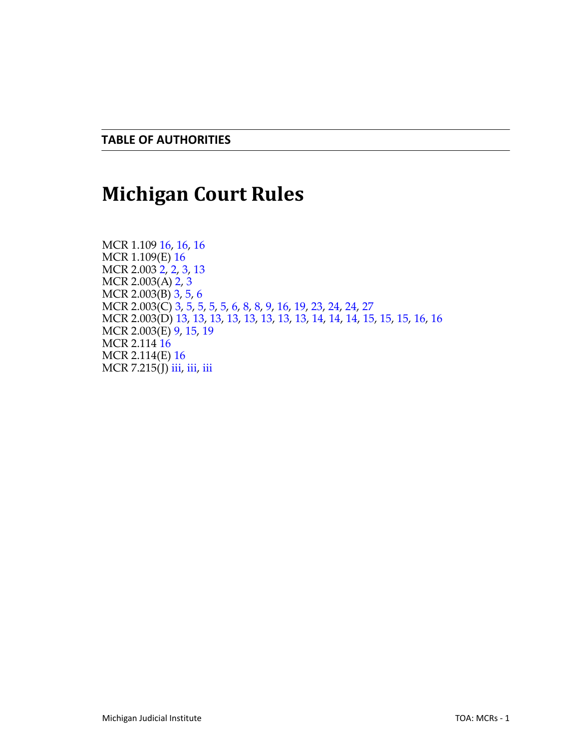**TABLE OF AUTHORITIES**

# Michigan Court Rules

MCR 1.109 16, 16, 16
MCR 1.109(E) 16
MCR 2.003 2, 2, 3, 13
MCR 2.003(A) 2, 3
MCR 2.003(B) 3, 5, 6
MCR 2.003(C) 3, 5, 5, 5, 5, 6, 8, 8, 9, 16, 19, 23, 24, 24, 27
MCR 2.003(D) 13, 13, 13, 13, 13, 13, 13, 13, 14, 14, 14, 15, 15, 15, 16, 16
MCR 2.003(E) 9, 15, 19
MCR 2.114 16
MCR 2.114(E) 16
MCR 7.215(J) iii, iii, iii